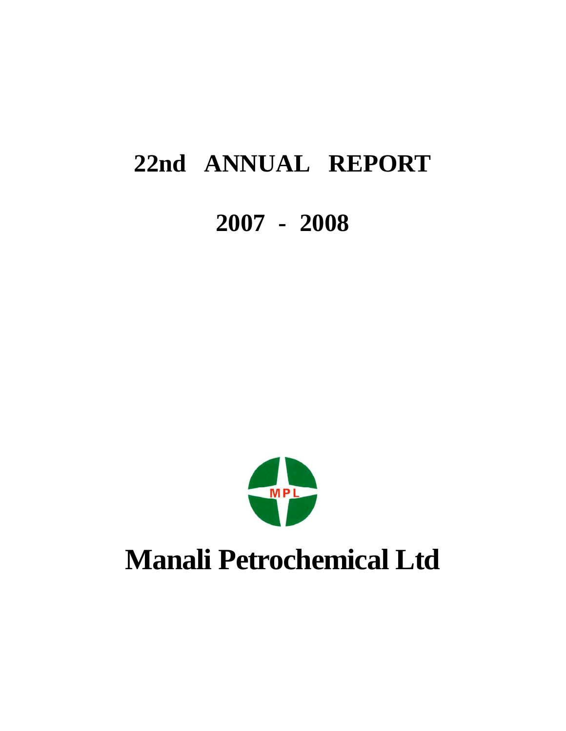# 22nd ANNUAL REPORT

# 2007 - 2008

MPL

# Manali Petrochemical Ltd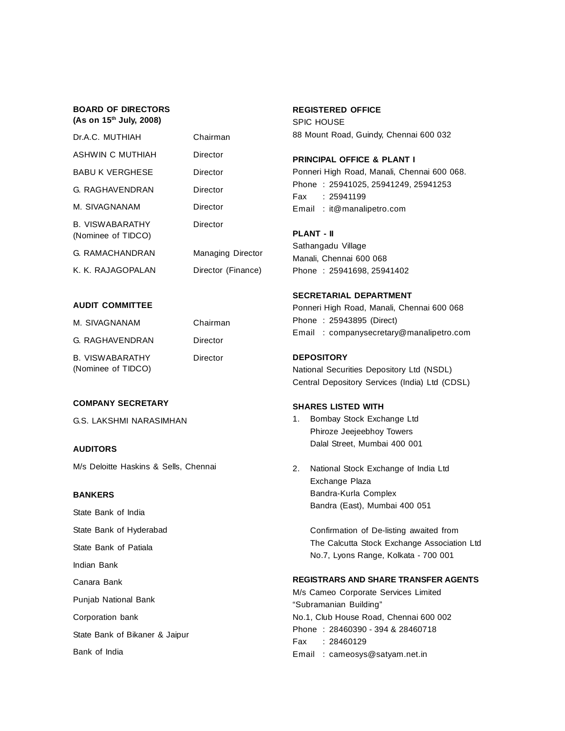## BOARD OF DIRECTORS
**(As on 15th July, 2008)**

| | |
|---|---|
| Dr.A.C. MUTHIAH | Chairman |
| ASHWIN C MUTHIAH | Director |
| BABU K VERGHESE | Director |
| G. RAGHAVENDRAN | Director |
| M. SIVAGNANAM | Director |
| B. VISWABARATHY (Nominee of TIDCO) | Director |
| G. RAMACHANDRAN | Managing Director |
| K. K. RAJAGOPALAN | Director (Finance) |

## AUDIT COMMITTEE

| | |
|---|---|
| M. SIVAGNANAM | Chairman |
| G. RAGHAVENDRAN | Director |
| B. VISWABARATHY (Nominee of TIDCO) | Director |

## COMPANY SECRETARY

G.S. LAKSHMI NARASIMHAN

## AUDITORS

M/s Deloitte Haskins & Sells, Chennai

## BANKERS

State Bank of India

State Bank of Hyderabad

State Bank of Patiala

Indian Bank

Canara Bank

Punjab National Bank

Corporation bank

State Bank of Bikaner & Jaipur

Bank of India

## REGISTERED OFFICE

SPIC HOUSE
88 Mount Road, Guindy, Chennai 600 032

## PRINCIPAL OFFICE & PLANT I

Ponneri High Road, Manali, Chennai 600 068.
Phone : 25941025, 25941249, 25941253
Fax : 25941199
Email : it@manalipetro.com

## PLANT - II

Sathangadu Village
Manali, Chennai 600 068
Phone : 25941698, 25941402

## SECRETARIAL DEPARTMENT

Ponneri High Road, Manali, Chennai 600 068
Phone : 25943895 (Direct)
Email : companysecretary@manalipetro.com

## DEPOSITORY

National Securities Depository Ltd (NSDL)
Central Depository Services (India) Ltd (CDSL)

## SHARES LISTED WITH

1. Bombay Stock Exchange Ltd
   Phiroze Jeejeebhoy Towers
   Dalal Street, Mumbai 400 001

2. National Stock Exchange of India Ltd
   Exchange Plaza
   Bandra-Kurla Complex
   Bandra (East), Mumbai 400 051

   Confirmation of De-listing awaited from
   The Calcutta Stock Exchange Association Ltd
   No.7, Lyons Range, Kolkata - 700 001

## REGISTRARS AND SHARE TRANSFER AGENTS

M/s Cameo Corporate Services Limited
"Subramanian Building"
No.1, Club House Road, Chennai 600 002
Phone : 28460390 - 394 & 28460718
Fax : 28460129
Email : cameosys@satyam.net.in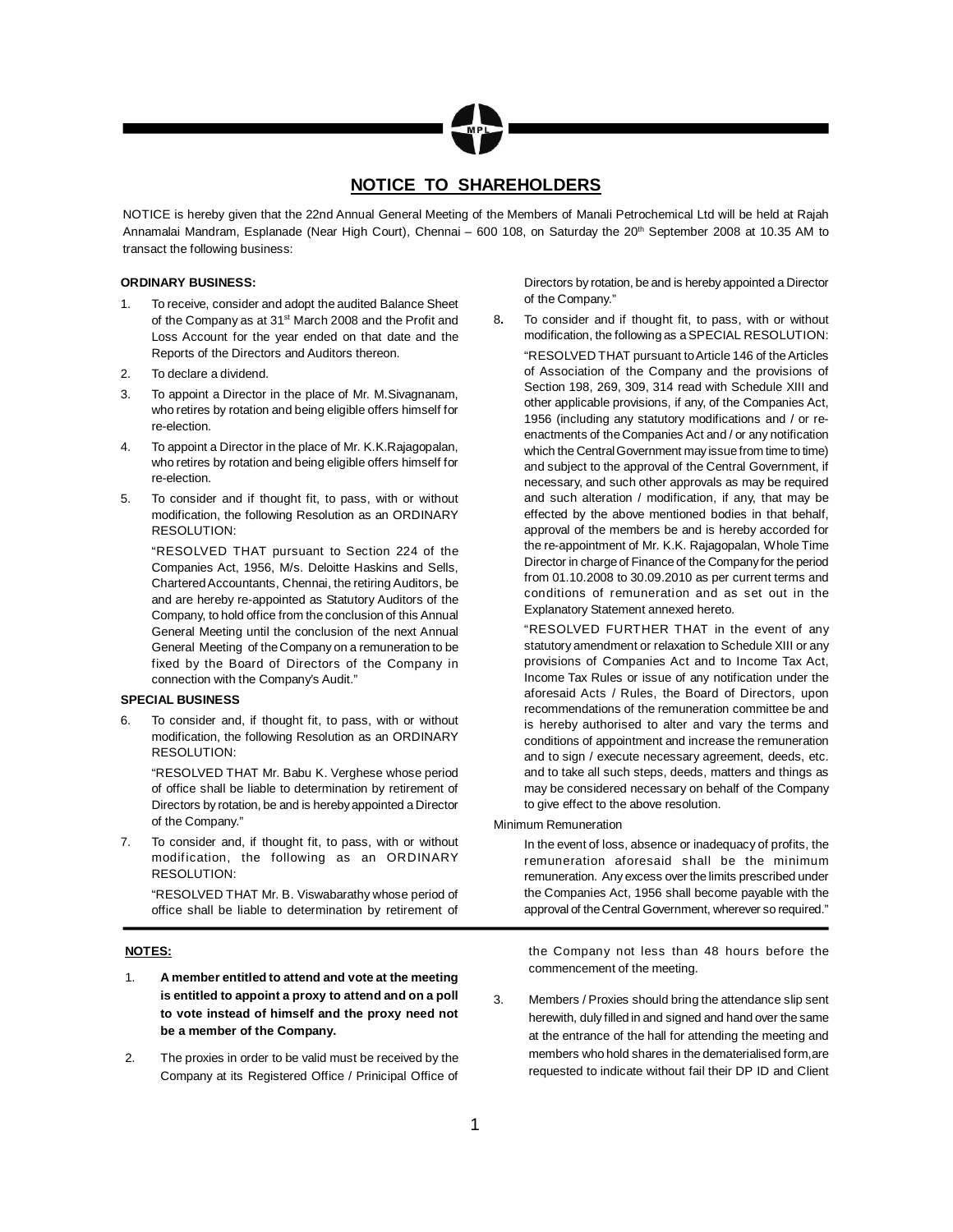## NOTICE TO SHAREHOLDERS

NOTICE is hereby given that the 22nd Annual General Meeting of the Members of Manali Petrochemical Ltd will be held at Rajah Annamalai Mandram, Esplanade (Near High Court), Chennai – 600 108, on Saturday the 20th September 2008 at 10.35 AM to transact the following business:

**ORDINARY BUSINESS:**

1. To receive, consider and adopt the audited Balance Sheet of the Company as at 31st March 2008 and the Profit and Loss Account for the year ended on that date and the Reports of the Directors and Auditors thereon.
2. To declare a dividend.
3. To appoint a Director in the place of Mr. M.Sivagnanam, who retires by rotation and being eligible offers himself for re-election.
4. To appoint a Director in the place of Mr. K.K.Rajagopalan, who retires by rotation and being eligible offers himself for re-election.
5. To consider and if thought fit, to pass, with or without modification, the following Resolution as an ORDINARY RESOLUTION:

   "RESOLVED THAT pursuant to Section 224 of the Companies Act, 1956, M/s. Deloitte Haskins and Sells, Chartered Accountants, Chennai, the retiring Auditors, be and are hereby re-appointed as Statutory Auditors of the Company, to hold office from the conclusion of this Annual General Meeting until the conclusion of the next Annual General Meeting of the Company on a remuneration to be fixed by the Board of Directors of the Company in connection with the Company's Audit."

**SPECIAL BUSINESS**

6. To consider and, if thought fit, to pass, with or without modification, the following Resolution as an ORDINARY RESOLUTION:

   "RESOLVED THAT Mr. Babu K. Verghese whose period of office shall be liable to determination by retirement of Directors by rotation, be and is hereby appointed a Director of the Company."

7. To consider and, if thought fit, to pass, with or without modification, the following as an ORDINARY RESOLUTION:

   "RESOLVED THAT Mr. B. Viswabarathy whose period of office shall be liable to determination by retirement of Directors by rotation, be and is hereby appointed a Director of the Company."

8. To consider and if thought fit, to pass, with or without modification, the following as a SPECIAL RESOLUTION:

   "RESOLVED THAT pursuant to Article 146 of the Articles of Association of the Company and the provisions of Section 198, 269, 309, 314 read with Schedule XIII and other applicable provisions, if any, of the Companies Act, 1956 (including any statutory modifications and / or re-enactments of the Companies Act and / or any notification which the Central Government may issue from time to time) and subject to the approval of the Central Government, if necessary, and such other approvals as may be required and such alteration / modification, if any, that may be effected by the above mentioned bodies in that behalf, approval of the members be and is hereby accorded for the re-appointment of Mr. K.K. Rajagopalan, Whole Time Director in charge of Finance of the Company for the period from 01.10.2008 to 30.09.2010 as per current terms and conditions of remuneration and as set out in the Explanatory Statement annexed hereto.

   "RESOLVED FURTHER THAT in the event of any statutory amendment or relaxation to Schedule XIII or any provisions of Companies Act and to Income Tax Act, Income Tax Rules or issue of any notification under the aforesaid Acts / Rules, the Board of Directors, upon recommendations of the remuneration committee be and is hereby authorised to alter and vary the terms and conditions of appointment and increase the remuneration and to sign / execute necessary agreement, deeds, etc. and to take all such steps, deeds, matters and things as may be considered necessary on behalf of the Company to give effect to the above resolution.

   Minimum Remuneration

   In the event of loss, absence or inadequacy of profits, the remuneration aforesaid shall be the minimum remuneration. Any excess over the limits prescribed under the Companies Act, 1956 shall become payable with the approval of the Central Government, wherever so required."

**NOTES:**

1. **A member entitled to attend and vote at the meeting is entitled to appoint a proxy to attend and on a poll to vote instead of himself and the proxy need not be a member of the Company.**
2. The proxies in order to be valid must be received by the Company at its Registered Office / Prinicipal Office of the Company not less than 48 hours before the commencement of the meeting.
3. Members / Proxies should bring the attendance slip sent herewith, duly filled in and signed and hand over the same at the entrance of the hall for attending the meeting and members who hold shares in the dematerialised form,are requested to indicate without fail their DP ID and Client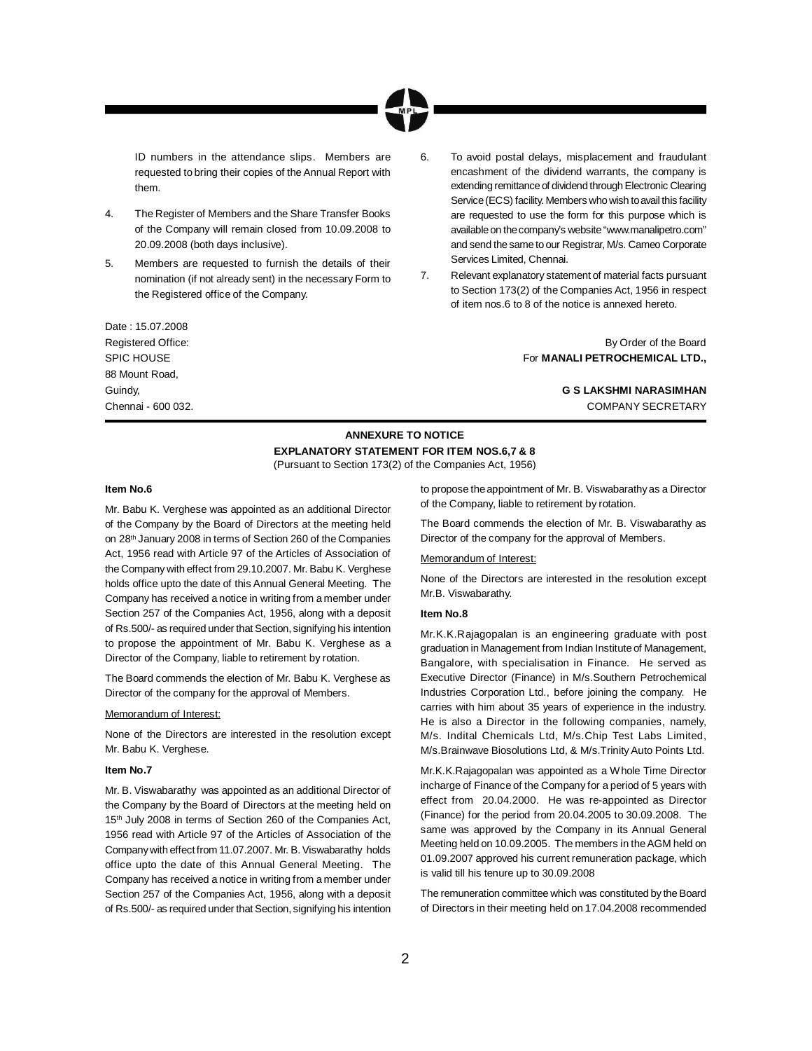ID numbers in the attendance slips. Members are requested to bring their copies of the Annual Report with them.

4. The Register of Members and the Share Transfer Books of the Company will remain closed from 10.09.2008 to 20.09.2008 (both days inclusive).

5. Members are requested to furnish the details of their nomination (if not already sent) in the necessary Form to the Registered office of the Company.

6. To avoid postal delays, misplacement and fraudulant encashment of the dividend warrants, the company is extending remittance of dividend through Electronic Clearing Service (ECS) facility. Members who wish to avail this facility are requested to use the form for this purpose which is available on the company's website "www.manalipetro.com" and send the same to our Registrar, M/s. Cameo Corporate Services Limited, Chennai.

7. Relevant explanatory statement of material facts pursuant to Section 173(2) of the Companies Act, 1956 in respect of item nos.6 to 8 of the notice is annexed hereto.

Date : 15.07.2008
Registered Office:
SPIC HOUSE
88 Mount Road,
Guindy,
Chennai - 600 032.

By Order of the Board
For **MANALI PETROCHEMICAL LTD.,**

**G S LAKSHMI NARASIMHAN**
COMPANY SECRETARY

## ANNEXURE TO NOTICE

### EXPLANATORY STATEMENT FOR ITEM NOS.6,7 & 8

(Pursuant to Section 173(2) of the Companies Act, 1956)

**Item No.6**

Mr. Babu K. Verghese was appointed as an additional Director of the Company by the Board of Directors at the meeting held on 28th January 2008 in terms of Section 260 of the Companies Act, 1956 read with Article 97 of the Articles of Association of the Company with effect from 29.10.2007. Mr. Babu K. Verghese holds office upto the date of this Annual General Meeting. The Company has received a notice in writing from a member under Section 257 of the Companies Act, 1956, along with a deposit of Rs.500/- as required under that Section, signifying his intention to propose the appointment of Mr. Babu K. Verghese as a Director of the Company, liable to retirement by rotation.

The Board commends the election of Mr. Babu K. Verghese as Director of the company for the approval of Members.

Memorandum of Interest:

None of the Directors are interested in the resolution except Mr. Babu K. Verghese.

**Item No.7**

Mr. B. Viswabarathy was appointed as an additional Director of the Company by the Board of Directors at the meeting held on 15th July 2008 in terms of Section 260 of the Companies Act, 1956 read with Article 97 of the Articles of Association of the Company with effect from 11.07.2007. Mr. B. Viswabarathy holds office upto the date of this Annual General Meeting. The Company has received a notice in writing from a member under Section 257 of the Companies Act, 1956, along with a deposit of Rs.500/- as required under that Section, signifying his intention to propose the appointment of Mr. B. Viswabarathy as a Director of the Company, liable to retirement by rotation.

The Board commends the election of Mr. B. Viswabarathy as Director of the company for the approval of Members.

Memorandum of Interest:

None of the Directors are interested in the resolution except Mr.B. Viswabarathy.

**Item No.8**

Mr.K.K.Rajagopalan is an engineering graduate with post graduation in Management from Indian Institute of Management, Bangalore, with specialisation in Finance. He served as Executive Director (Finance) in M/s.Southern Petrochemical Industries Corporation Ltd., before joining the company. He carries with him about 35 years of experience in the industry. He is also a Director in the following companies, namely, M/s. Indital Chemicals Ltd, M/s.Chip Test Labs Limited, M/s.Brainwave Biosolutions Ltd, & M/s.Trinity Auto Points Ltd.

Mr.K.K.Rajagopalan was appointed as a Whole Time Director incharge of Finance of the Company for a period of 5 years with effect from 20.04.2000. He was re-appointed as Director (Finance) for the period from 20.04.2005 to 30.09.2008. The same was approved by the Company in its Annual General Meeting held on 10.09.2005. The members in the AGM held on 01.09.2007 approved his current remuneration package, which is valid till his tenure up to 30.09.2008

The remuneration committee which was constituted by the Board of Directors in their meeting held on 17.04.2008 recommended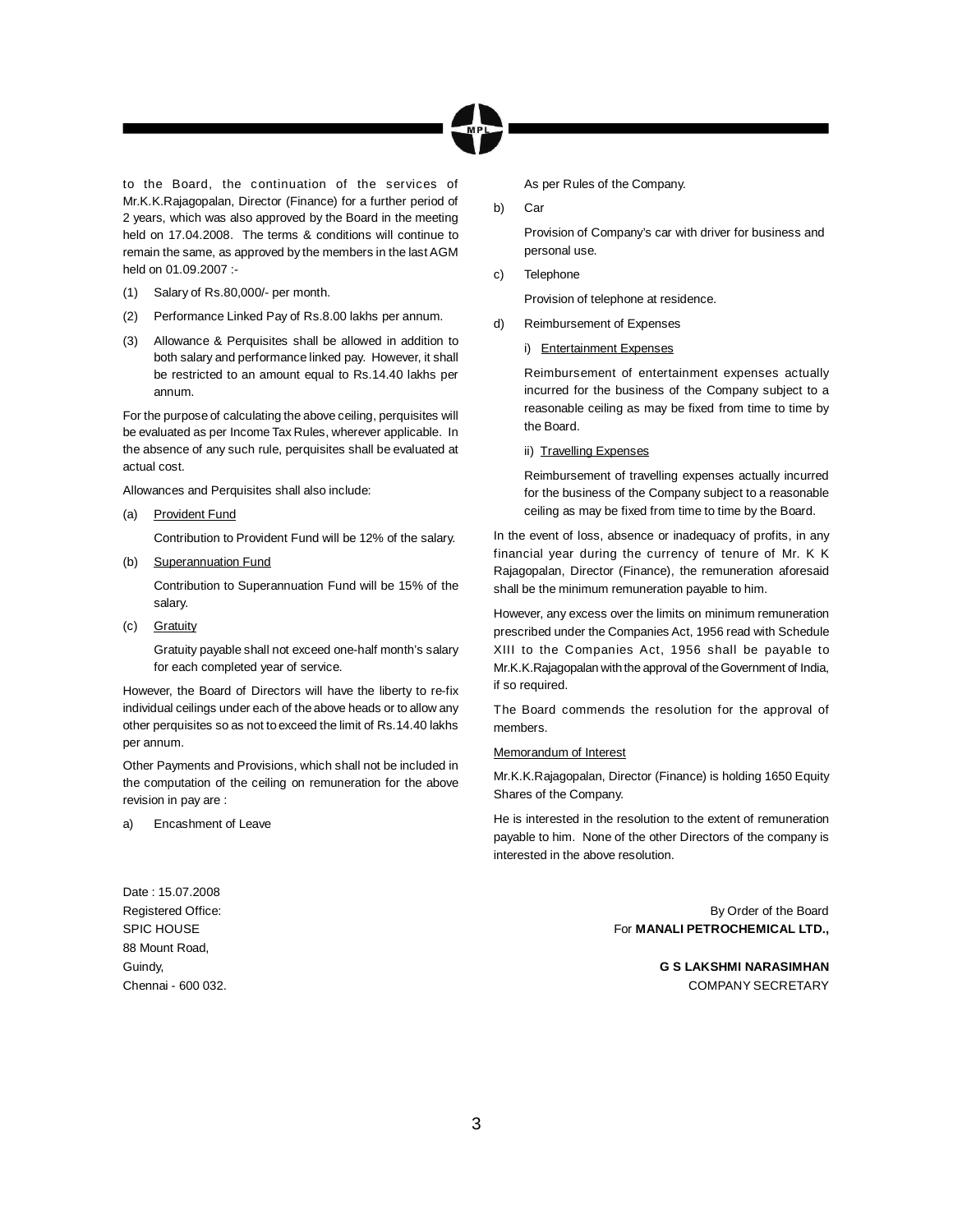to the Board, the continuation of the services of Mr.K.K.Rajagopalan, Director (Finance) for a further period of 2 years, which was also approved by the Board in the meeting held on 17.04.2008. The terms & conditions will continue to remain the same, as approved by the members in the last AGM held on 01.09.2007 :-

(1) Salary of Rs.80,000/- per month.

(2) Performance Linked Pay of Rs.8.00 lakhs per annum.

(3) Allowance & Perquisites shall be allowed in addition to both salary and performance linked pay. However, it shall be restricted to an amount equal to Rs.14.40 lakhs per annum.

For the purpose of calculating the above ceiling, perquisites will be evaluated as per Income Tax Rules, wherever applicable. In the absence of any such rule, perquisites shall be evaluated at actual cost.

Allowances and Perquisites shall also include:

(a) Provident Fund

Contribution to Provident Fund will be 12% of the salary.

(b) Superannuation Fund

Contribution to Superannuation Fund will be 15% of the salary.

(c) Gratuity

Gratuity payable shall not exceed one-half month's salary for each completed year of service.

However, the Board of Directors will have the liberty to re-fix individual ceilings under each of the above heads or to allow any other perquisites so as not to exceed the limit of Rs.14.40 lakhs per annum.

Other Payments and Provisions, which shall not be included in the computation of the ceiling on remuneration for the above revision in pay are :

a) Encashment of Leave

As per Rules of the Company.

b) Car

Provision of Company's car with driver for business and personal use.

c) Telephone

Provision of telephone at residence.

d) Reimbursement of Expenses

i) Entertainment Expenses

Reimbursement of entertainment expenses actually incurred for the business of the Company subject to a reasonable ceiling as may be fixed from time to time by the Board.

ii) Travelling Expenses

Reimbursement of travelling expenses actually incurred for the business of the Company subject to a reasonable ceiling as may be fixed from time to time by the Board.

In the event of loss, absence or inadequacy of profits, in any financial year during the currency of tenure of Mr. K K Rajagopalan, Director (Finance), the remuneration aforesaid shall be the minimum remuneration payable to him.

However, any excess over the limits on minimum remuneration prescribed under the Companies Act, 1956 read with Schedule XIII to the Companies Act, 1956 shall be payable to Mr.K.K.Rajagopalan with the approval of the Government of India, if so required.

The Board commends the resolution for the approval of members.

Memorandum of Interest

Mr.K.K.Rajagopalan, Director (Finance) is holding 1650 Equity Shares of the Company.

He is interested in the resolution to the extent of remuneration payable to him. None of the other Directors of the company is interested in the above resolution.

Date : 15.07.2008
Registered Office:
SPIC HOUSE
88 Mount Road,
Guindy,
Chennai - 600 032.

By Order of the Board
For **MANALI PETROCHEMICAL LTD.,**

**G S LAKSHMI NARASIMHAN**
COMPANY SECRETARY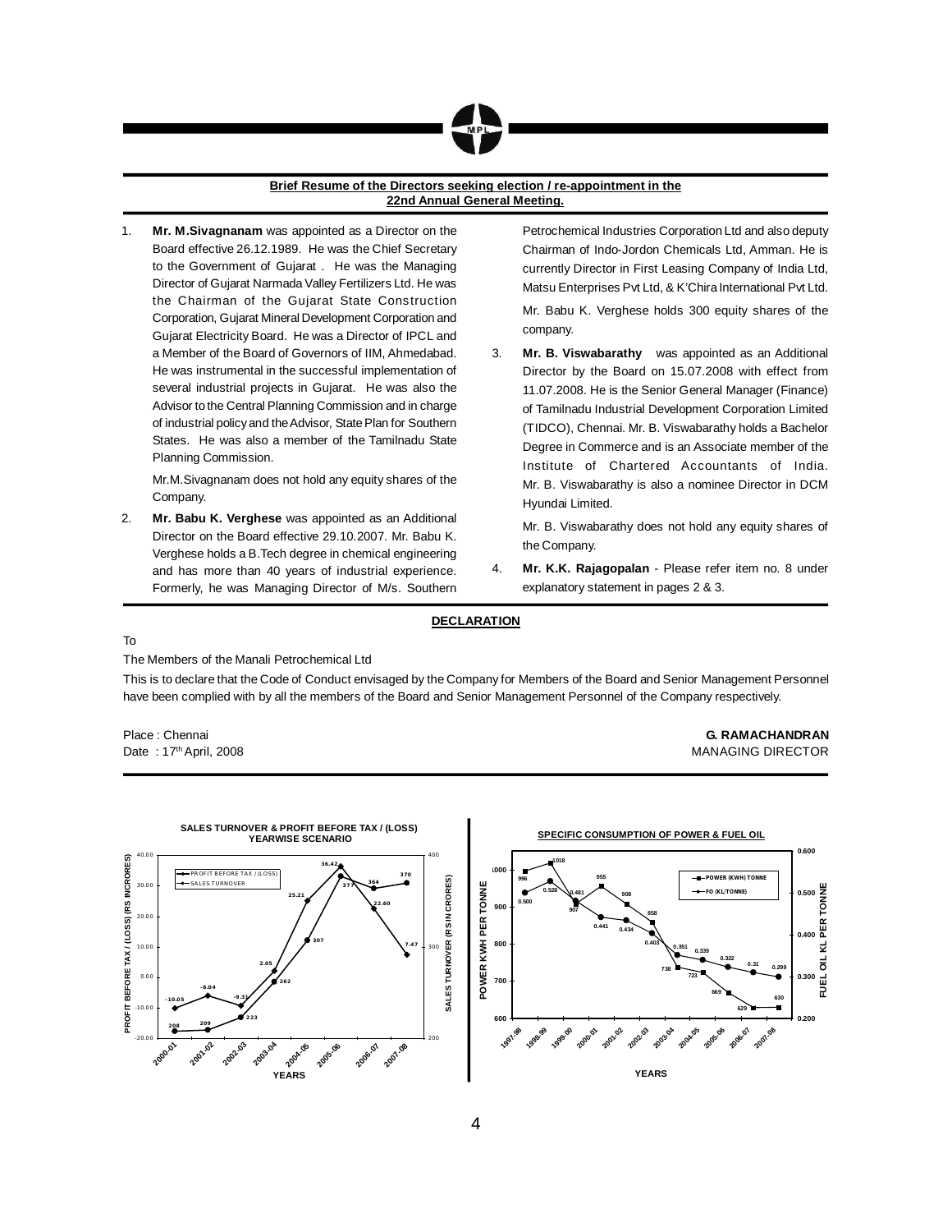**Brief Resume of the Directors seeking election / re-appointment in the 22nd Annual General Meeting.**

1. **Mr. M.Sivagnanam** was appointed as a Director on the Board effective 26.12.1989. He was the Chief Secretary to the Government of Gujarat . He was the Managing Director of Gujarat Narmada Valley Fertilizers Ltd. He was the Chairman of the Gujarat State Construction Corporation, Gujarat Mineral Development Corporation and Gujarat Electricity Board. He was a Director of IPCL and a Member of the Board of Governors of IIM, Ahmedabad. He was instrumental in the successful implementation of several industrial projects in Gujarat. He was also the Advisor to the Central Planning Commission and in charge of industrial policy and the Advisor, State Plan for Southern States. He was also a member of the Tamilnadu State Planning Commission.

   Mr.M.Sivagnanam does not hold any equity shares of the Company.

2. **Mr. Babu K. Verghese** was appointed as an Additional Director on the Board effective 29.10.2007. Mr. Babu K. Verghese holds a B.Tech degree in chemical engineering and has more than 40 years of industrial experience. Formerly, he was Managing Director of M/s. Southern Petrochemical Industries Corporation Ltd and also deputy Chairman of Indo-Jordon Chemicals Ltd, Amman. He is currently Director in First Leasing Company of India Ltd, Matsu Enterprises Pvt Ltd, & K'Chira International Pvt Ltd.

   Mr. Babu K. Verghese holds 300 equity shares of the company.

3. **Mr. B. Viswabarathy** was appointed as an Additional Director by the Board on 15.07.2008 with effect from 11.07.2008. He is the Senior General Manager (Finance) of Tamilnadu Industrial Development Corporation Limited (TIDCO), Chennai. Mr. B. Viswabarathy holds a Bachelor Degree in Commerce and is an Associate member of the Institute of Chartered Accountants of India. Mr. B. Viswabarathy is also a nominee Director in DCM Hyundai Limited.

   Mr. B. Viswabarathy does not hold any equity shares of the Company.

4. **Mr. K.K. Rajagopalan** - Please refer item no. 8 under explanatory statement in pages 2 & 3.

**DECLARATION**

To

The Members of the Manali Petrochemical Ltd

This is to declare that the Code of Conduct envisaged by the Company for Members of the Board and Senior Management Personnel have been complied with by all the members of the Board and Senior Management Personnel of the Company respectively.

Place : Chennai
Date : 17th April, 2008

**G. RAMACHANDRAN**
MANAGING DIRECTOR

**SALES TURNOVER & PROFIT BEFORE TAX / (LOSS) YEARWISE SCENARIO**

| Year | Profit Before Tax / (Loss) (Rs in crores) | Sales Turnover (Rs in crores) |
|---|---|---|
| 2000-01 | -10.05 | 208 |
| 2001-02 | -6.04 | 209 |
| 2002-03 | -9.31 | 223 |
| 2003-04 | 2.05 | 262 |
| 2004-05 | 25.21 | 307 |
| 2005-06 | 36.42 | 377 |
| 2006-07 | 22.60 | 364 |
| 2007-08 | 7.47 | 370 |

**SPECIFIC CONSUMPTION OF POWER & FUEL OIL**

| Year | Power (KWH) / Tonne | FO (KL/Tonne) |
|---|---|---|
| 1997-98 | 996 | 0.500 |
| 1998-99 | 1018 | 0.528 |
| 1999-00 | 907 | 0.481 |
| 2000-01 | 955 | 0.441 |
| 2001-02 | 908 | 0.434 |
| 2002-03 | 858 | 0.403 |
| 2003-04 | 738 | 0.351 |
| 2004-05 | 723 | 0.339 |
| 2005-06 | 669 | 0.322 |
| 2006-07 | 629 | 0.31 |
| 2007-08 | 630 | 0.299 |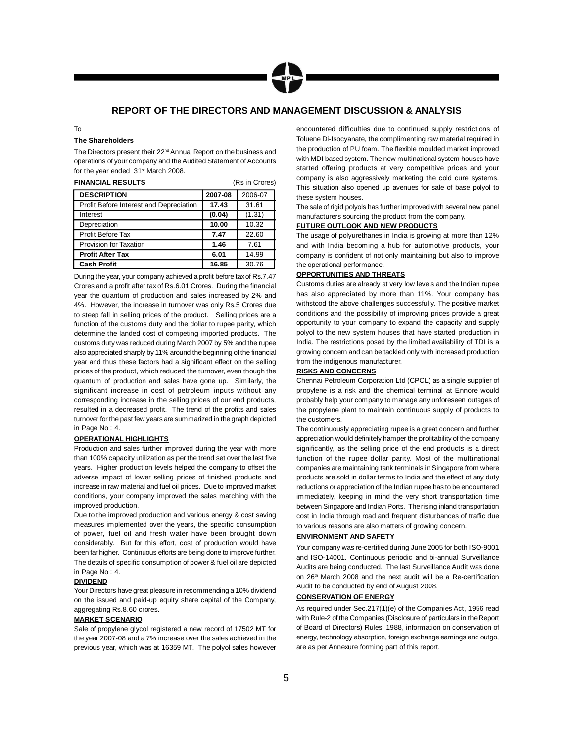# REPORT OF THE DIRECTORS AND MANAGEMENT DISCUSSION & ANALYSIS

To

**The Shareholders**

The Directors present their 22nd Annual Report on the business and operations of your company and the Audited Statement of Accounts for the year ended 31st March 2008.

**FINANCIAL RESULTS** (Rs in Crores)

| DESCRIPTION | 2007-08 | 2006-07 |
|---|---|---|
| Profit Before Interest and Depreciation | **17.43** | 31.61 |
| Interest | **(0.04)** | (1.31) |
| Depreciation | **10.00** | 10.32 |
| Profit Before Tax | **7.47** | 22.60 |
| Provision for Taxation | **1.46** | 7.61 |
| **Profit After Tax** | **6.01** | 14.99 |
| **Cash Profit** | **16.85** | 30.76 |

During the year, your company achieved a profit before tax of Rs.7.47 Crores and a profit after tax of Rs.6.01 Crores. During the financial year the quantum of production and sales increased by 2% and 4%. However, the increase in turnover was only Rs.5 Crores due to steep fall in selling prices of the product. Selling prices are a function of the customs duty and the dollar to rupee parity, which determine the landed cost of competing imported products. The customs duty was reduced during March 2007 by 5% and the rupee also appreciated sharply by 11% around the beginning of the financial year and thus these factors had a significant effect on the selling prices of the product, which reduced the turnover, even though the quantum of production and sales have gone up. Similarly, the significant increase in cost of petroleum inputs without any corresponding increase in the selling prices of our end products, resulted in a decreased profit. The trend of the profits and sales turnover for the past few years are summarized in the graph depicted in Page No : 4.

**OPERATIONAL HIGHLIGHTS**

Production and sales further improved during the year with more than 100% capacity utilization as per the trend set over the last five years. Higher production levels helped the company to offset the adverse impact of lower selling prices of finished products and increase in raw material and fuel oil prices. Due to improved market conditions, your company improved the sales matching with the improved production.

Due to the improved production and various energy & cost saving measures implemented over the years, the specific consumption of power, fuel oil and fresh water have been brought down considerably. But for this effort, cost of production would have been far higher. Continuous efforts are being done to improve further. The details of specific consumption of power & fuel oil are depicted in Page No : 4.

**DIVIDEND**

Your Directors have great pleasure in recommending a 10% dividend on the issued and paid-up equity share capital of the Company, aggregating Rs.8.60 crores.

**MARKET SCENARIO**

Sale of propylene glycol registered a new record of 17502 MT for the year 2007-08 and a 7% increase over the sales achieved in the previous year, which was at 16359 MT. The polyol sales however encountered difficulties due to continued supply restrictions of Toluene Di-Isocyanate, the complimenting raw material required in the production of PU foam. The flexible moulded market improved with MDI based system. The new multinational system houses have started offering products at very competitive prices and your company is also aggressively marketing the cold cure systems. This situation also opened up avenues for sale of base polyol to these system houses.

The sale of rigid polyols has further improved with several new panel manufacturers sourcing the product from the company.

**FUTURE OUTLOOK AND NEW PRODUCTS**

The usage of polyurethanes in India is growing at more than 12% and with India becoming a hub for automotive products, your company is confident of not only maintaining but also to improve the operational performance.

**OPPORTUNITIES AND THREATS**

Customs duties are already at very low levels and the Indian rupee has also appreciated by more than 11%. Your company has withstood the above challenges successfully. The positive market conditions and the possibility of improving prices provide a great opportunity to your company to expand the capacity and supply polyol to the new system houses that have started production in India. The restrictions posed by the limited availability of TDI is a growing concern and can be tackled only with increased production from the indigenous manufacturer.

**RISKS AND CONCERNS**

Chennai Petroleum Corporation Ltd (CPCL) as a single supplier of propylene is a risk and the chemical terminal at Ennore would probably help your company to manage any unforeseen outages of the propylene plant to maintain continuous supply of products to the customers.

The continuously appreciating rupee is a great concern and further appreciation would definitely hamper the profitability of the company significantly, as the selling price of the end products is a direct function of the rupee dollar parity. Most of the multinational companies are maintaining tank terminals in Singapore from where products are sold in dollar terms to India and the effect of any duty reductions or appreciation of the Indian rupee has to be encountered immediately, keeping in mind the very short transportation time between Singapore and Indian Ports. The rising inland transportation cost in India through road and frequent disturbances of traffic due to various reasons are also matters of growing concern.

**ENVIRONMENT AND SAFETY**

Your company was re-certified during June 2005 for both ISO-9001 and ISO-14001. Continuous periodic and bi-annual Surveillance Audits are being conducted. The last Surveillance Audit was done on 26th March 2008 and the next audit will be a Re-certification Audit to be conducted by end of August 2008.

**CONSERVATION OF ENERGY**

As required under Sec.217(1)(e) of the Companies Act, 1956 read with Rule-2 of the Companies (Disclosure of particulars in the Report of Board of Directors) Rules, 1988, information on conservation of energy, technology absorption, foreign exchange earnings and outgo, are as per Annexure forming part of this report.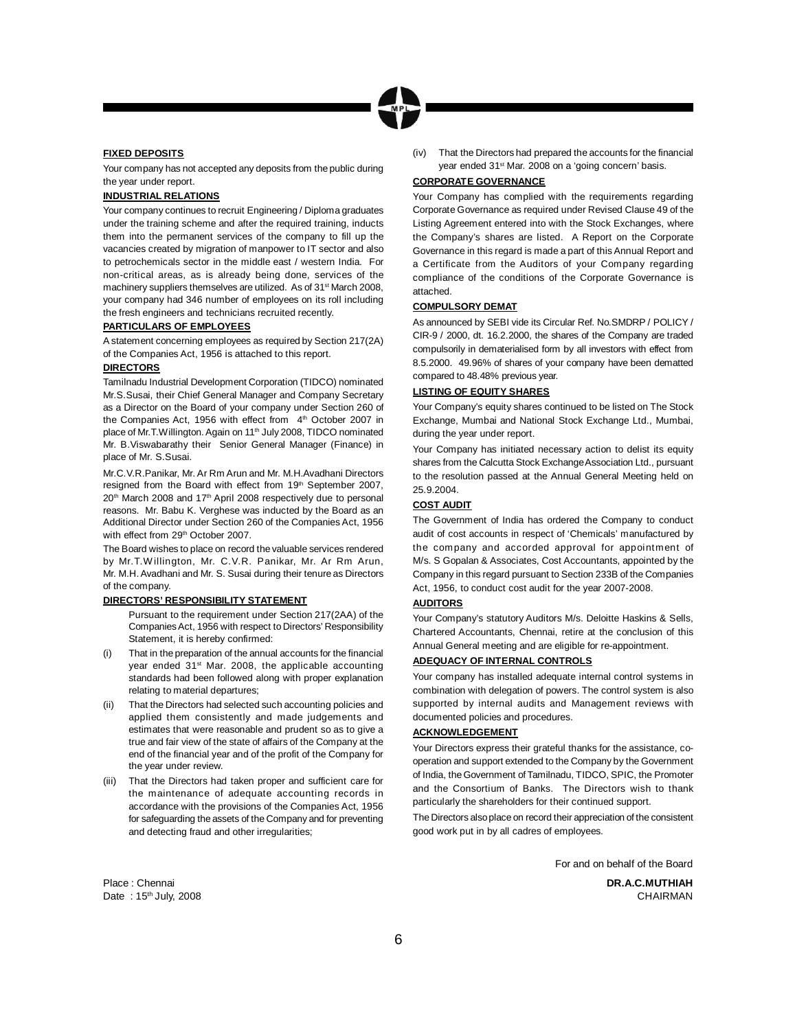## FIXED DEPOSITS

Your company has not accepted any deposits from the public during the year under report.

## INDUSTRIAL RELATIONS

Your company continues to recruit Engineering / Diploma graduates under the training scheme and after the required training, inducts them into the permanent services of the company to fill up the vacancies created by migration of manpower to IT sector and also to petrochemicals sector in the middle east / western India. For non-critical areas, as is already being done, services of the machinery suppliers themselves are utilized. As of 31st March 2008, your company had 346 number of employees on its roll including the fresh engineers and technicians recruited recently.

## PARTICULARS OF EMPLOYEES

A statement concerning employees as required by Section 217(2A) of the Companies Act, 1956 is attached to this report.

## DIRECTORS

Tamilnadu Industrial Development Corporation (TIDCO) nominated Mr.S.Susai, their Chief General Manager and Company Secretary as a Director on the Board of your company under Section 260 of the Companies Act, 1956 with effect from 4th October 2007 in place of Mr.T.Willington. Again on 11th July 2008, TIDCO nominated Mr. B.Viswabarathy their Senior General Manager (Finance) in place of Mr. S.Susai.

Mr.C.V.R.Panikar, Mr. Ar Rm Arun and Mr. M.H.Avadhani Directors resigned from the Board with effect from 19th September 2007, 20th March 2008 and 17th April 2008 respectively due to personal reasons. Mr. Babu K. Verghese was inducted by the Board as an Additional Director under Section 260 of the Companies Act, 1956 with effect from 29th October 2007.

The Board wishes to place on record the valuable services rendered by Mr.T.Willington, Mr. C.V.R. Panikar, Mr. Ar Rm Arun, Mr. M.H. Avadhani and Mr. S. Susai during their tenure as Directors of the company.

## DIRECTORS' RESPONSIBILITY STATEMENT

Pursuant to the requirement under Section 217(2AA) of the Companies Act, 1956 with respect to Directors' Responsibility Statement, it is hereby confirmed:

(i) That in the preparation of the annual accounts for the financial year ended 31st Mar. 2008, the applicable accounting standards had been followed along with proper explanation relating to material departures;

(ii) That the Directors had selected such accounting policies and applied them consistently and made judgements and estimates that were reasonable and prudent so as to give a true and fair view of the state of affairs of the Company at the end of the financial year and of the profit of the Company for the year under review.

(iii) That the Directors had taken proper and sufficient care for the maintenance of adequate accounting records in accordance with the provisions of the Companies Act, 1956 for safeguarding the assets of the Company and for preventing and detecting fraud and other irregularities;

(iv) That the Directors had prepared the accounts for the financial year ended 31st Mar. 2008 on a 'going concern' basis.

## CORPORATE GOVERNANCE

Your Company has complied with the requirements regarding Corporate Governance as required under Revised Clause 49 of the Listing Agreement entered into with the Stock Exchanges, where the Company's shares are listed. A Report on the Corporate Governance in this regard is made a part of this Annual Report and a Certificate from the Auditors of your Company regarding compliance of the conditions of the Corporate Governance is attached.

## COMPULSORY DEMAT

As announced by SEBI vide its Circular Ref. No.SMDRP / POLICY / CIR-9 / 2000, dt. 16.2.2000, the shares of the Company are traded compulsorily in dematerialised form by all investors with effect from 8.5.2000. 49.96% of shares of your company have been dematted compared to 48.48% previous year.

## LISTING OF EQUITY SHARES

Your Company's equity shares continued to be listed on The Stock Exchange, Mumbai and National Stock Exchange Ltd., Mumbai, during the year under report.

Your Company has initiated necessary action to delist its equity shares from the Calcutta Stock Exchange Association Ltd., pursuant to the resolution passed at the Annual General Meeting held on 25.9.2004.

## COST AUDIT

The Government of India has ordered the Company to conduct audit of cost accounts in respect of 'Chemicals' manufactured by the company and accorded approval for appointment of M/s. S Gopalan & Associates, Cost Accountants, appointed by the Company in this regard pursuant to Section 233B of the Companies Act, 1956, to conduct cost audit for the year 2007-2008.

## AUDITORS

Your Company's statutory Auditors M/s. Deloitte Haskins & Sells, Chartered Accountants, Chennai, retire at the conclusion of this Annual General meeting and are eligible for re-appointment.

## ADEQUACY OF INTERNAL CONTROLS

Your company has installed adequate internal control systems in combination with delegation of powers. The control system is also supported by internal audits and Management reviews with documented policies and procedures.

## ACKNOWLEDGEMENT

Your Directors express their grateful thanks for the assistance, co-operation and support extended to the Company by the Government of India, the Government of Tamilnadu, TIDCO, SPIC, the Promoter and the Consortium of Banks. The Directors wish to thank particularly the shareholders for their continued support.

The Directors also place on record their appreciation of the consistent good work put in by all cadres of employees.

For and on behalf of the Board

Place : Chennai
Date : 15th July, 2008

**DR.A.C.MUTHIAH**
CHAIRMAN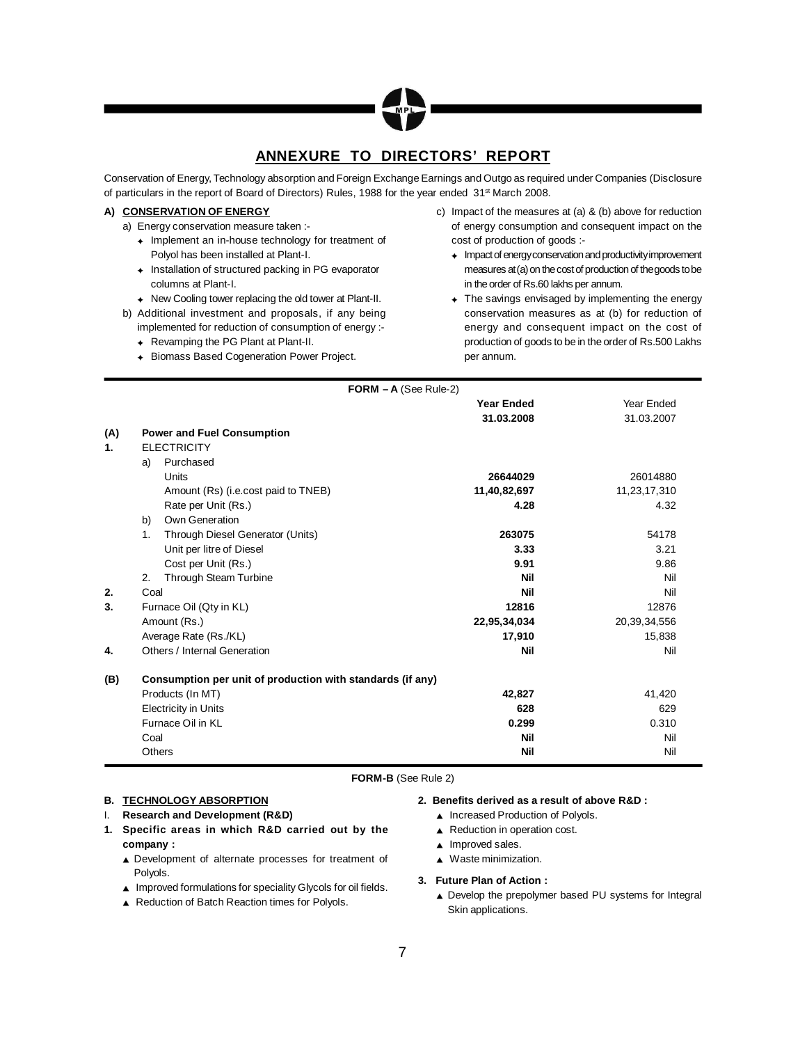# ANNEXURE TO DIRECTORS' REPORT

Conservation of Energy, Technology absorption and Foreign Exchange Earnings and Outgo as required under Companies (Disclosure of particulars in the report of Board of Directors) Rules, 1988 for the year ended 31st March 2008.

## A) CONSERVATION OF ENERGY

a) Energy conservation measure taken :-

- Implement an in-house technology for treatment of Polyol has been installed at Plant-I.
- Installation of structured packing in PG evaporator columns at Plant-I.
- New Cooling tower replacing the old tower at Plant-II.

b) Additional investment and proposals, if any being implemented for reduction of consumption of energy :-

- Revamping the PG Plant at Plant-II.
- Biomass Based Cogeneration Power Project.

c) Impact of the measures at (a) & (b) above for reduction of energy consumption and consequent impact on the cost of production of goods :-

- Impact of energy conservation and productivity improvement measures at (a) on the cost of production of the goods to be in the order of Rs.60 lakhs per annum.
- The savings envisaged by implementing the energy conservation measures as at (b) for reduction of energy and consequent impact on the cost of production of goods to be in the order of Rs.500 Lakhs per annum.

**FORM – A** (See Rule-2)

| | | | Year Ended 31.03.2008 | Year Ended 31.03.2007 |
|---|---|---|---|---|
| **(A)** | **Power and Fuel Consumption** | | | |
| **1.** | ELECTRICITY | | | |
| | a) | Purchased | | |
| | | Units | **26644029** | 26014880 |
| | | Amount (Rs) (i.e.cost paid to TNEB) | **11,40,82,697** | 11,23,17,310 |
| | | Rate per Unit (Rs.) | **4.28** | 4.32 |
| | b) | Own Generation | | |
| | 1. | Through Diesel Generator (Units) | **263075** | 54178 |
| | | Unit per litre of Diesel | **3.33** | 3.21 |
| | | Cost per Unit (Rs.) | **9.91** | 9.86 |
| | 2. | Through Steam Turbine | **Nil** | Nil |
| **2.** | Coal | | **Nil** | Nil |
| **3.** | Furnace Oil (Qty in KL) | | **12816** | 12876 |
| | Amount (Rs.) | | **22,95,34,034** | 20,39,34,556 |
| | Average Rate (Rs./KL) | | **17,910** | 15,838 |
| **4.** | Others / Internal Generation | | **Nil** | Nil |
| **(B)** | **Consumption per unit of production with standards (if any)** | | | |
| | Products (In MT) | | **42,827** | 41,420 |
| | Electricity in Units | | **628** | 629 |
| | Furnace Oil in KL | | **0.299** | 0.310 |
| | Coal | | **Nil** | Nil |
| | Others | | **Nil** | Nil |

**FORM-B** (See Rule 2)

## B. TECHNOLOGY ABSORPTION

I. **Research and Development (R&D)**

**1. Specific areas in which R&D carried out by the company :**

- Development of alternate processes for treatment of Polyols.
- Improved formulations for speciality Glycols for oil fields.
- Reduction of Batch Reaction times for Polyols.

**2. Benefits derived as a result of above R&D :**

- Increased Production of Polyols.
- Reduction in operation cost.
- Improved sales.
- Waste minimization.

**3. Future Plan of Action :**

- Develop the prepolymer based PU systems for Integral Skin applications.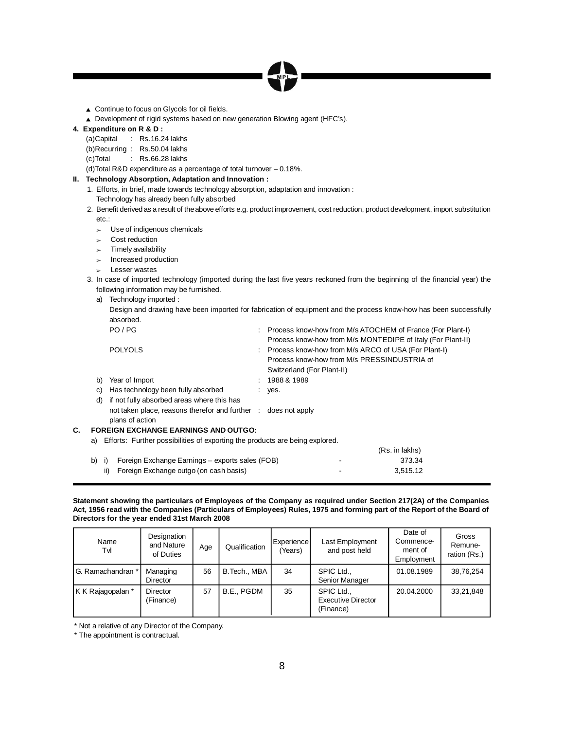- ▲ Continue to focus on Glycols for oil fields.
- ▲ Development of rigid systems based on new generation Blowing agent (HFC's).

**4. Expenditure on R & D :**

(a)Capital : Rs.16.24 lakhs

(b)Recurring : Rs.50.04 lakhs

(c)Total : Rs.66.28 lakhs

(d)Total R&D expenditure as a percentage of total turnover – 0.18%.

**II. Technology Absorption, Adaptation and Innovation :**

1. Efforts, in brief, made towards technology absorption, adaptation and innovation :
   Technology has already been fully absorbed
2. Benefit derived as a result of the above efforts e.g. product improvement, cost reduction, product development, import substitution etc.:
   - ➢ Use of indigenous chemicals
   - ➢ Cost reduction
   - ➢ Timely availability
   - ➢ Increased production
   - ➢ Lesser wastes
3. In case of imported technology (imported during the last five years reckoned from the beginning of the financial year) the following information may be furnished.

   a) Technology imported :
   Design and drawing have been imported for fabrication of equipment and the process know-how has been successfully absorbed.

   PO / PG : Process know-how from M/s ATOCHEM of France (For Plant-I)
   Process know-how from M/s MONTEDIPE of Italy (For Plant-II)

   POLYOLS : Process know-how from M/s ARCO of USA (For Plant-I)
   Process know-how from M/s PRESSINDUSTRIA of Switzerland (For Plant-II)

   b) Year of Import : 1988 & 1989

   c) Has technology been fully absorbed : yes.

   d) if not fully absorbed areas where this has not taken place, reasons therefor and further plans of action : does not apply

**C. FOREIGN EXCHANGE EARNINGS AND OUTGO:**

a) Efforts: Further possibilities of exporting the products are being explored.

| | | (Rs. in lakhs) |
|---|---|---|
| b) i) Foreign Exchange Earnings – exports sales (FOB) | - | 373.34 |
| ii) Foreign Exchange outgo (on cash basis) | - | 3,515.12 |

**Statement showing the particulars of Employees of the Company as required under Section 217(2A) of the Companies Act, 1956 read with the Companies (Particulars of Employees) Rules, 1975 and forming part of the Report of the Board of Directors for the year ended 31st March 2008**

| Name Tvl | Designation and Nature of Duties | Age | Qualification | Experience (Years) | Last Employment and post held | Date of Commencement of Employment | Gross Remuneration (Rs.) |
|---|---|---|---|---|---|---|---|
| G. Ramachandran * | Managing Director | 56 | B.Tech., MBA | 34 | SPIC Ltd., Senior Manager | 01.08.1989 | 38,76,254 |
| K K Rajagopalan * | Director (Finance) | 57 | B.E., PGDM | 35 | SPIC Ltd., Executive Director (Finance) | 20.04.2000 | 33,21,848 |

\* Not a relative of any Director of the Company.

\* The appointment is contractual.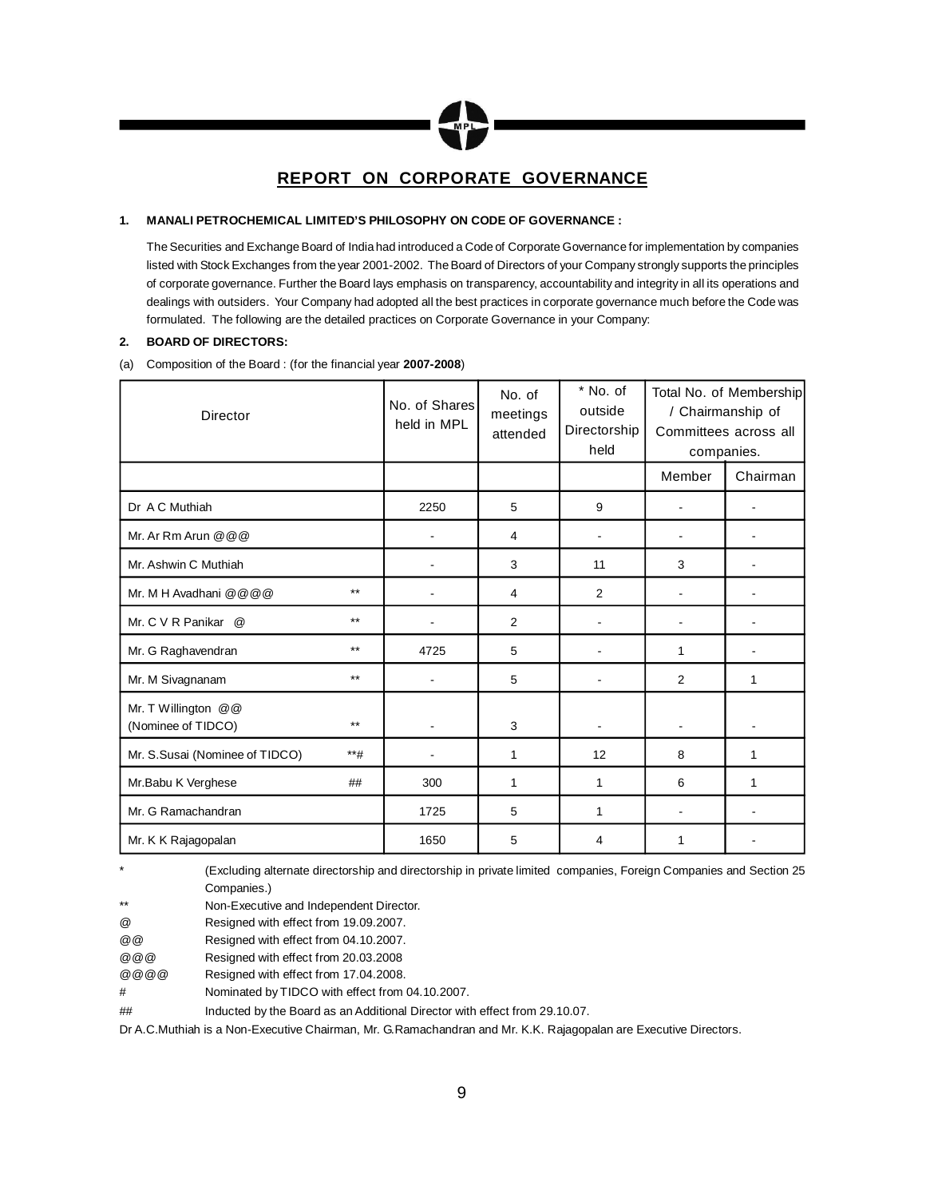# REPORT ON CORPORATE GOVERNANCE

**1. MANALI PETROCHEMICAL LIMITED'S PHILOSOPHY ON CODE OF GOVERNANCE :**

The Securities and Exchange Board of India had introduced a Code of Corporate Governance for implementation by companies listed with Stock Exchanges from the year 2001-2002. The Board of Directors of your Company strongly supports the principles of corporate governance. Further the Board lays emphasis on transparency, accountability and integrity in all its operations and dealings with outsiders. Your Company had adopted all the best practices in corporate governance much before the Code was formulated. The following are the detailed practices on Corporate Governance in your Company:

**2. BOARD OF DIRECTORS:**

(a) Composition of the Board : (for the financial year **2007-2008**)

| Director | | No. of Shares held in MPL | No. of meetings attended | * No. of outside Directorship held | Total No. of Membership / Chairmanship of Committees across all companies. | |
|---|---|---|---|---|---|---|
| | | | | | Member | Chairman |
| Dr A C Muthiah | | 2250 | 5 | 9 | - | - |
| Mr. Ar Rm Arun @@@ | | - | 4 | - | - | - |
| Mr. Ashwin C Muthiah | | - | 3 | 11 | 3 | - |
| Mr. M H Avadhani @@@@ | ** | - | 4 | 2 | - | - |
| Mr. C V R Panikar @ | ** | - | 2 | - | - | - |
| Mr. G Raghavendran | ** | 4725 | 5 | - | 1 | - |
| Mr. M Sivagnanam | ** | - | 5 | - | 2 | 1 |
| Mr. T Willington @@ (Nominee of TIDCO) | ** | - | 3 | - | - | - |
| Mr. S.Susai (Nominee of TIDCO) | **# | - | 1 | 12 | 8 | 1 |
| Mr.Babu K Verghese | ## | 300 | 1 | 1 | 6 | 1 |
| Mr. G Ramachandran | | 1725 | 5 | 1 | - | - |
| Mr. K K Rajagopalan | | 1650 | 5 | 4 | 1 | - |

\* (Excluding alternate directorship and directorship in private limited companies, Foreign Companies and Section 25 Companies.)

** Non-Executive and Independent Director.

@ Resigned with effect from 19.09.2007.

@@ Resigned with effect from 04.10.2007.

@@@ Resigned with effect from 20.03.2008

@@@@ Resigned with effect from 17.04.2008.

# Nominated by TIDCO with effect from 04.10.2007.

## Inducted by the Board as an Additional Director with effect from 29.10.07.

Dr A.C.Muthiah is a Non-Executive Chairman, Mr. G.Ramachandran and Mr. K.K. Rajagopalan are Executive Directors.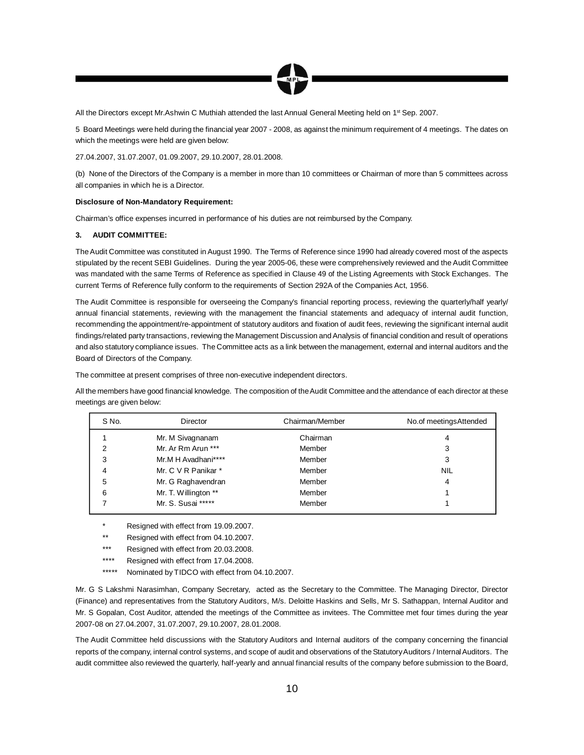All the Directors except Mr.Ashwin C Muthiah attended the last Annual General Meeting held on 1st Sep. 2007.

5 Board Meetings were held during the financial year 2007 - 2008, as against the minimum requirement of 4 meetings. The dates on which the meetings were held are given below:

27.04.2007, 31.07.2007, 01.09.2007, 29.10.2007, 28.01.2008.

(b) None of the Directors of the Company is a member in more than 10 committees or Chairman of more than 5 committees across all companies in which he is a Director.

**Disclosure of Non-Mandatory Requirement:**

Chairman's office expenses incurred in performance of his duties are not reimbursed by the Company.

**3. AUDIT COMMITTEE:**

The Audit Committee was constituted in August 1990. The Terms of Reference since 1990 had already covered most of the aspects stipulated by the recent SEBI Guidelines. During the year 2005-06, these were comprehensively reviewed and the Audit Committee was mandated with the same Terms of Reference as specified in Clause 49 of the Listing Agreements with Stock Exchanges. The current Terms of Reference fully conform to the requirements of Section 292A of the Companies Act, 1956.

The Audit Committee is responsible for overseeing the Company's financial reporting process, reviewing the quarterly/half yearly/annual financial statements, reviewing with the management the financial statements and adequacy of internal audit function, recommending the appointment/re-appointment of statutory auditors and fixation of audit fees, reviewing the significant internal audit findings/related party transactions, reviewing the Management Discussion and Analysis of financial condition and result of operations and also statutory compliance issues. The Committee acts as a link between the management, external and internal auditors and the Board of Directors of the Company.

The committee at present comprises of three non-executive independent directors.

All the members have good financial knowledge. The composition of the Audit Committee and the attendance of each director at these meetings are given below:

| S No. | Director | Chairman/Member | No.of meetingsAttended |
|---|---|---|---|
| 1 | Mr. M Sivagnanam | Chairman | 4 |
| 2 | Mr. Ar Rm Arun *** | Member | 3 |
| 3 | Mr.M H Avadhani**** | Member | 3 |
| 4 | Mr. C V R Panikar * | Member | NIL |
| 5 | Mr. G Raghavendran | Member | 4 |
| 6 | Mr. T. Willington ** | Member | 1 |
| 7 | Mr. S. Susai ***** | Member | 1 |

\* Resigned with effect from 19.09.2007.

** Resigned with effect from 04.10.2007.

*** Resigned with effect from 20.03.2008.

**** Resigned with effect from 17.04.2008.

***** Nominated by TIDCO with effect from 04.10.2007.

Mr. G S Lakshmi Narasimhan, Company Secretary, acted as the Secretary to the Committee. The Managing Director, Director (Finance) and representatives from the Statutory Auditors, M/s. Deloitte Haskins and Sells, Mr S. Sathappan, Internal Auditor and Mr. S Gopalan, Cost Auditor, attended the meetings of the Committee as invitees. The Committee met four times during the year 2007-08 on 27.04.2007, 31.07.2007, 29.10.2007, 28.01.2008.

The Audit Committee held discussions with the Statutory Auditors and Internal auditors of the company concerning the financial reports of the company, internal control systems, and scope of audit and observations of the Statutory Auditors / Internal Auditors. The audit committee also reviewed the quarterly, half-yearly and annual financial results of the company before submission to the Board,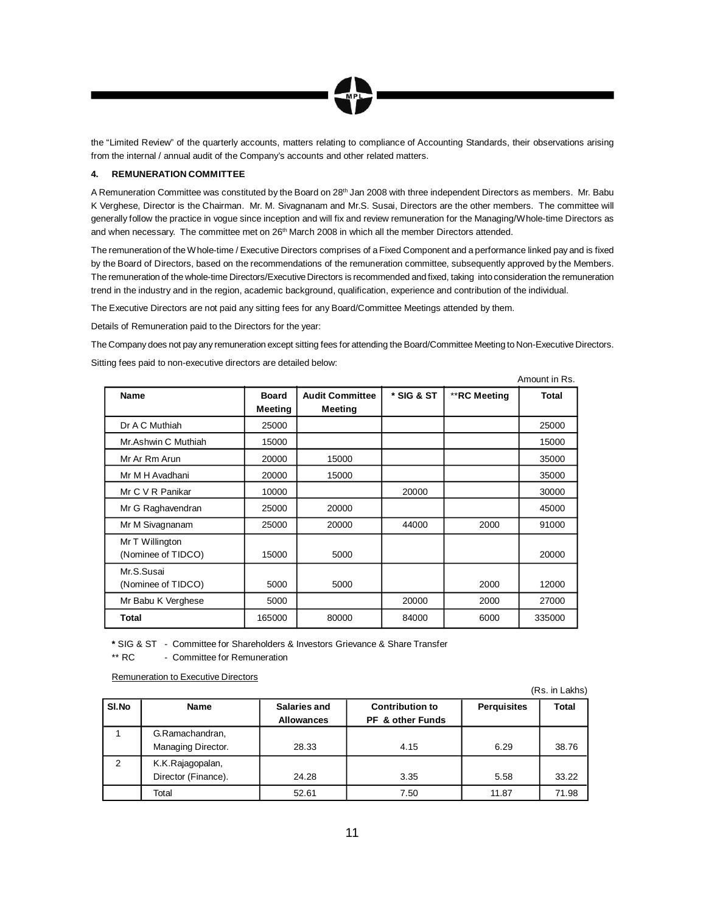the "Limited Review" of the quarterly accounts, matters relating to compliance of Accounting Standards, their observations arising from the internal / annual audit of the Company's accounts and other related matters.

### 4. REMUNERATION COMMITTEE

A Remuneration Committee was constituted by the Board on 28th Jan 2008 with three independent Directors as members. Mr. Babu K Verghese, Director is the Chairman. Mr. M. Sivagnanam and Mr.S. Susai, Directors are the other members. The committee will generally follow the practice in vogue since inception and will fix and review remuneration for the Managing/Whole-time Directors as and when necessary. The committee met on 26th March 2008 in which all the member Directors attended.

The remuneration of the Whole-time / Executive Directors comprises of a Fixed Component and a performance linked pay and is fixed by the Board of Directors, based on the recommendations of the remuneration committee, subsequently approved by the Members. The remuneration of the whole-time Directors/Executive Directors is recommended and fixed, taking into consideration the remuneration trend in the industry and in the region, academic background, qualification, experience and contribution of the individual.

The Executive Directors are not paid any sitting fees for any Board/Committee Meetings attended by them.

Details of Remuneration paid to the Directors for the year:

The Company does not pay any remuneration except sitting fees for attending the Board/Committee Meeting to Non-Executive Directors.

Sitting fees paid to non-executive directors are detailed below:

Amount in Rs.

| Name | Board Meeting | Audit Committee Meeting | * SIG & ST | **RC Meeting | Total |
|---|---|---|---|---|---|
| Dr A C Muthiah | 25000 | | | | 25000 |
| Mr.Ashwin C Muthiah | 15000 | | | | 15000 |
| Mr Ar Rm Arun | 20000 | 15000 | | | 35000 |
| Mr M H Avadhani | 20000 | 15000 | | | 35000 |
| Mr C V R Panikar | 10000 | | 20000 | | 30000 |
| Mr G Raghavendran | 25000 | 20000 | | | 45000 |
| Mr M Sivagnanam | 25000 | 20000 | 44000 | 2000 | 91000 |
| Mr T Willington (Nominee of TIDCO) | 15000 | 5000 | | | 20000 |
| Mr.S.Susai (Nominee of TIDCO) | 5000 | 5000 | | 2000 | 12000 |
| Mr Babu K Verghese | 5000 | | 20000 | 2000 | 27000 |
| **Total** | 165000 | 80000 | 84000 | 6000 | 335000 |

**\*** SIG & ST - Committee for Shareholders & Investors Grievance & Share Transfer

** RC - Committee for Remuneration

Remuneration to Executive Directors

(Rs. in Lakhs)

| Sl.No | Name | Salaries and Allowances | Contribution to PF & other Funds | Perquisites | Total |
|---|---|---|---|---|---|
| 1 | G.Ramachandran, Managing Director. | 28.33 | 4.15 | 6.29 | 38.76 |
| 2 | K.K.Rajagopalan, Director (Finance). | 24.28 | 3.35 | 5.58 | 33.22 |
| | Total | 52.61 | 7.50 | 11.87 | 71.98 |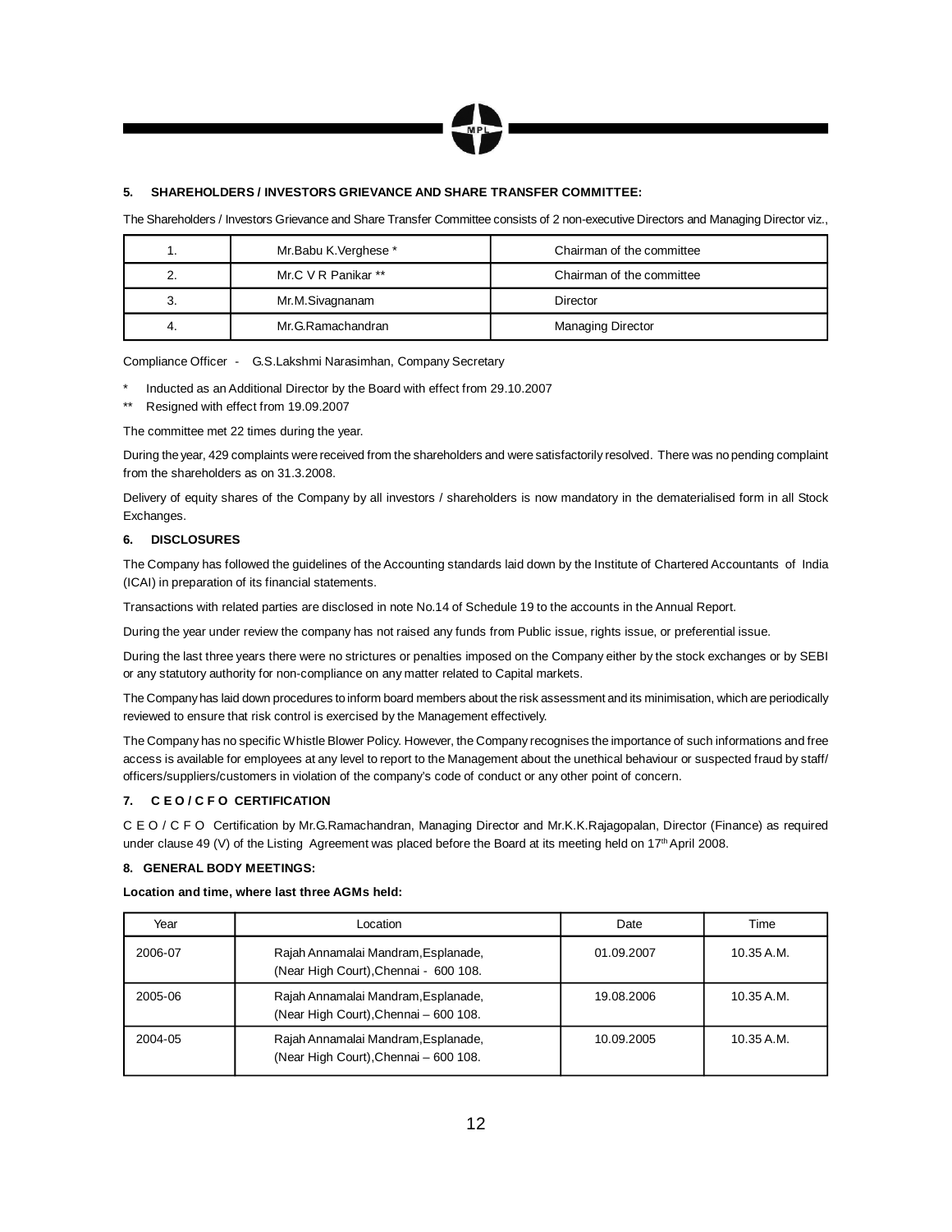## 5. SHAREHOLDERS / INVESTORS GRIEVANCE AND SHARE TRANSFER COMMITTEE:

The Shareholders / Investors Grievance and Share Transfer Committee consists of 2 non-executive Directors and Managing Director viz.,

| | | |
|---|---|---|
| 1. | Mr.Babu K.Verghese * | Chairman of the committee |
| 2. | Mr.C V R Panikar ** | Chairman of the committee |
| 3. | Mr.M.Sivagnanam | Director |
| 4. | Mr.G.Ramachandran | Managing Director |

Compliance Officer - G.S.Lakshmi Narasimhan, Company Secretary

\* Inducted as an Additional Director by the Board with effect from 29.10.2007

\*\* Resigned with effect from 19.09.2007

The committee met 22 times during the year.

During the year, 429 complaints were received from the shareholders and were satisfactorily resolved. There was no pending complaint from the shareholders as on 31.3.2008.

Delivery of equity shares of the Company by all investors / shareholders is now mandatory in the dematerialised form in all Stock Exchanges.

## 6. DISCLOSURES

The Company has followed the guidelines of the Accounting standards laid down by the Institute of Chartered Accountants of India (ICAI) in preparation of its financial statements.

Transactions with related parties are disclosed in note No.14 of Schedule 19 to the accounts in the Annual Report.

During the year under review the company has not raised any funds from Public issue, rights issue, or preferential issue.

During the last three years there were no strictures or penalties imposed on the Company either by the stock exchanges or by SEBI or any statutory authority for non-compliance on any matter related to Capital markets.

The Company has laid down procedures to inform board members about the risk assessment and its minimisation, which are periodically reviewed to ensure that risk control is exercised by the Management effectively.

The Company has no specific Whistle Blower Policy. However, the Company recognises the importance of such informations and free access is available for employees at any level to report to the Management about the unethical behaviour or suspected fraud by staff/ officers/suppliers/customers in violation of the company's code of conduct or any other point of concern.

## 7. C E O / C F O CERTIFICATION

C E O / C F O Certification by Mr.G.Ramachandran, Managing Director and Mr.K.K.Rajagopalan, Director (Finance) as required under clause 49 (V) of the Listing Agreement was placed before the Board at its meeting held on 17th April 2008.

## 8. GENERAL BODY MEETINGS:

**Location and time, where last three AGMs held:**

| Year | Location | Date | Time |
|---|---|---|---|
| 2006-07 | Rajah Annamalai Mandram, Esplanade, (Near High Court), Chennai - 600 108. | 01.09.2007 | 10.35 A.M. |
| 2005-06 | Rajah Annamalai Mandram, Esplanade, (Near High Court), Chennai – 600 108. | 19.08.2006 | 10.35 A.M. |
| 2004-05 | Rajah Annamalai Mandram, Esplanade, (Near High Court), Chennai – 600 108. | 10.09.2005 | 10.35 A.M. |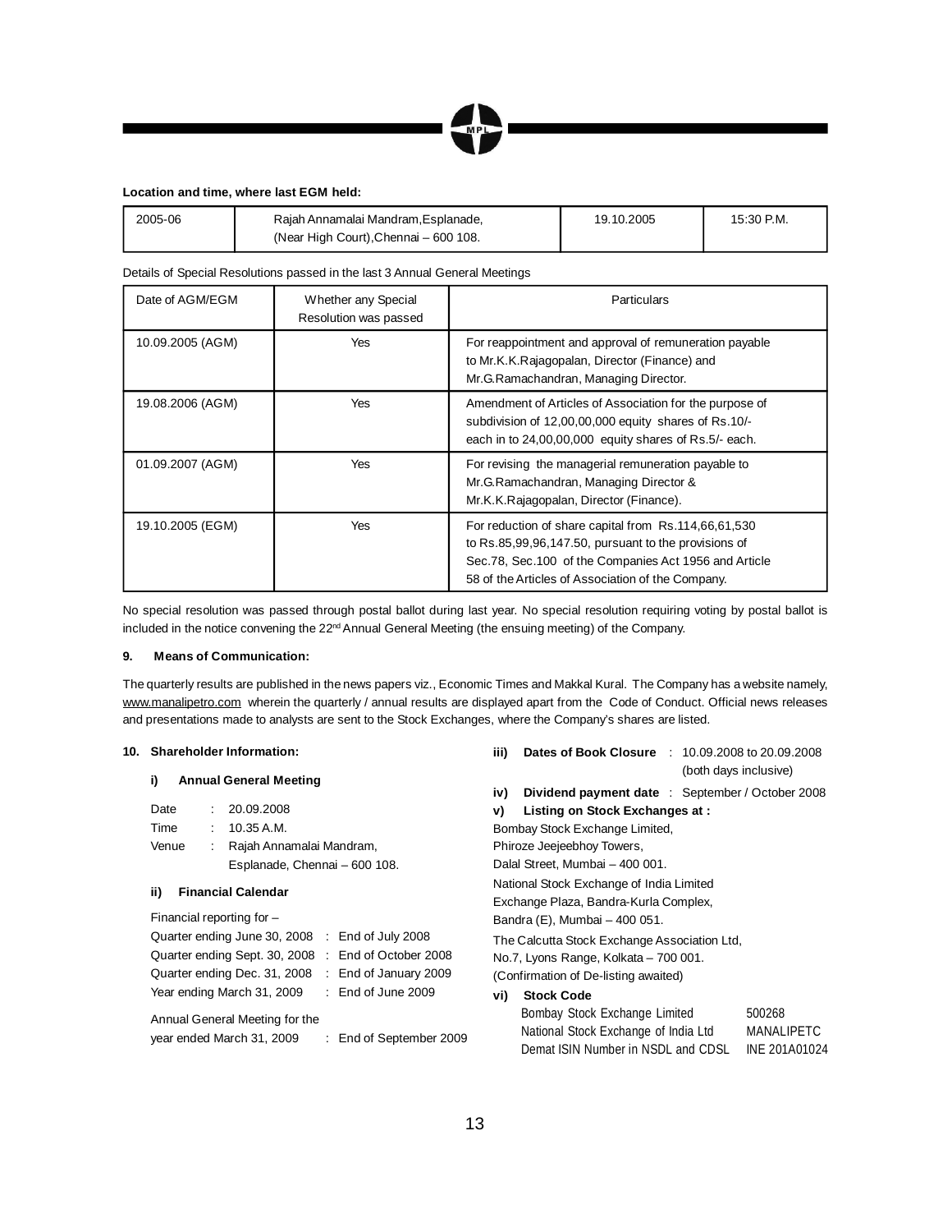**Location and time, where last EGM held:**

| 2005-06 | Rajah Annamalai Mandram,Esplanade, (Near High Court),Chennai – 600 108. | 19.10.2005 | 15:30 P.M. |
|---|---|---|---|

Details of Special Resolutions passed in the last 3 Annual General Meetings

| Date of AGM/EGM | Whether any Special Resolution was passed | Particulars |
|---|---|---|
| 10.09.2005 (AGM) | Yes | For reappointment and approval of remuneration payable to Mr.K.K.Rajagopalan, Director (Finance) and Mr.G.Ramachandran, Managing Director. |
| 19.08.2006 (AGM) | Yes | Amendment of Articles of Association for the purpose of subdivision of 12,00,00,000 equity shares of Rs.10/- each in to 24,00,00,000 equity shares of Rs.5/- each. |
| 01.09.2007 (AGM) | Yes | For revising the managerial remuneration payable to Mr.G.Ramachandran, Managing Director & Mr.K.K.Rajagopalan, Director (Finance). |
| 19.10.2005 (EGM) | Yes | For reduction of share capital from Rs.114,66,61,530 to Rs.85,99,96,147.50, pursuant to the provisions of Sec.78, Sec.100 of the Companies Act 1956 and Article 58 of the Articles of Association of the Company. |

No special resolution was passed through postal ballot during last year. No special resolution requiring voting by postal ballot is included in the notice convening the 22nd Annual General Meeting (the ensuing meeting) of the Company.

**9. Means of Communication:**

The quarterly results are published in the news papers viz., Economic Times and Makkal Kural. The Company has a website namely, www.manalipetro.com wherein the quarterly / annual results are displayed apart from the Code of Conduct. Official news releases and presentations made to analysts are sent to the Stock Exchanges, where the Company's shares are listed.

**10. Shareholder Information:**

**i) Annual General Meeting**

Date : 20.09.2008

Time : 10.35 A.M.

Venue : Rajah Annamalai Mandram, Esplanade, Chennai – 600 108.

**ii) Financial Calendar**

Financial reporting for –

| | | |
|---|---|---|
| Quarter ending June 30, 2008 | : | End of July 2008 |
| Quarter ending Sept. 30, 2008 | : | End of October 2008 |
| Quarter ending Dec. 31, 2008 | : | End of January 2009 |
| Year ending March 31, 2009 | : | End of June 2009 |
| Annual General Meeting for the year ended March 31, 2009 | : | End of September 2009 |

**iii) Dates of Book Closure** : 10.09.2008 to 20.09.2008 (both days inclusive)

**iv) Dividend payment date** : September / October 2008

**v) Listing on Stock Exchanges at :**

Bombay Stock Exchange Limited,
Phiroze Jeejeebhoy Towers,
Dalal Street, Mumbai – 400 001.

National Stock Exchange of India Limited
Exchange Plaza, Bandra-Kurla Complex,
Bandra (E), Mumbai – 400 051.

The Calcutta Stock Exchange Association Ltd,
No.7, Lyons Range, Kolkata – 700 001.
(Confirmation of De-listing awaited)

**vi) Stock Code**

| | |
|---|---|
| Bombay Stock Exchange Limited | 500268 |
| National Stock Exchange of India Ltd | MANALIPETC |
| Demat ISIN Number in NSDL and CDSL | INE 201A01024 |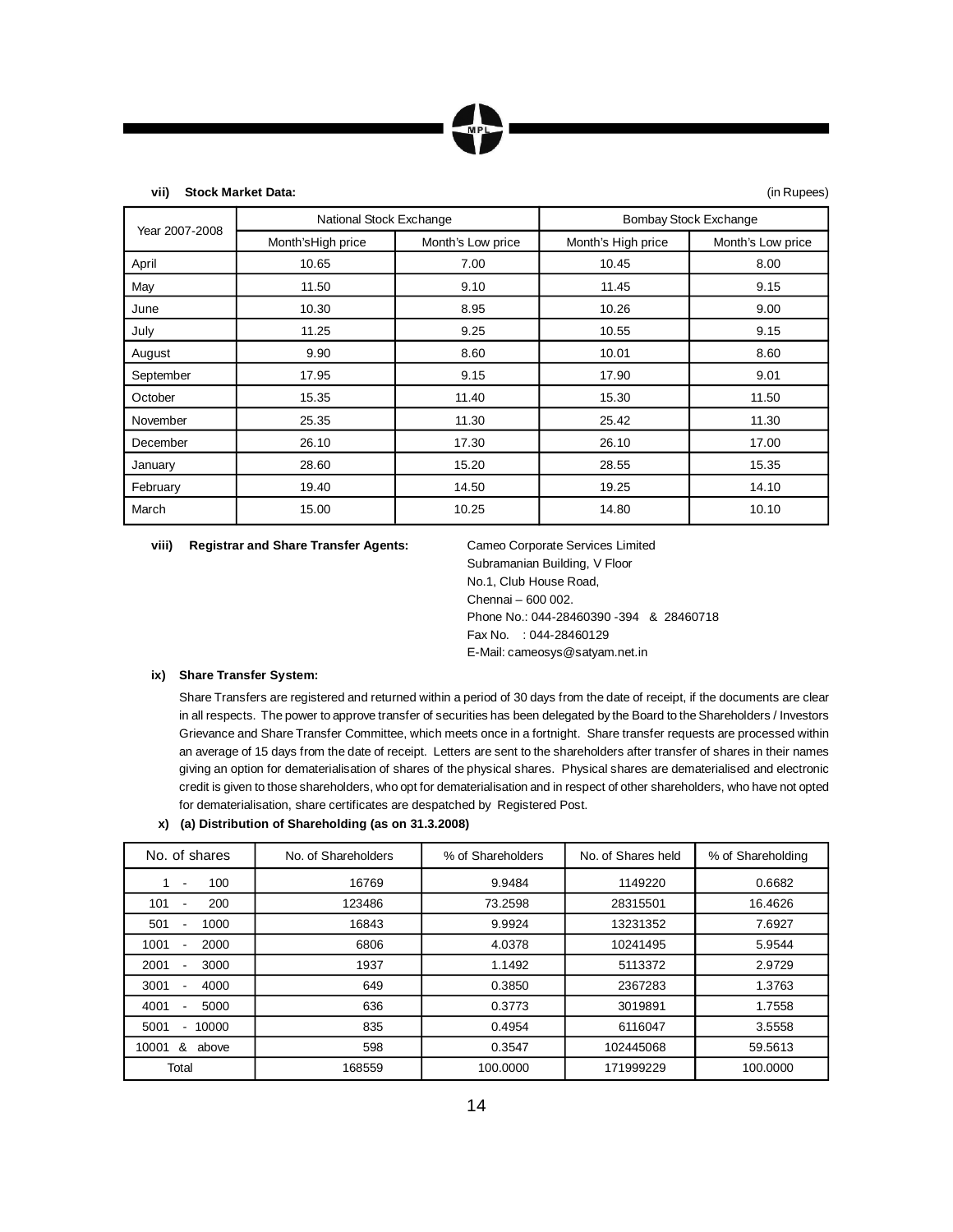**vii) Stock Market Data:**

(in Rupees)

| Year 2007-2008 | National Stock Exchange | | Bombay Stock Exchange | |
|---|---|---|---|---|
| | Month'sHigh price | Month's Low price | Month's High price | Month's Low price |
| April | 10.65 | 7.00 | 10.45 | 8.00 |
| May | 11.50 | 9.10 | 11.45 | 9.15 |
| June | 10.30 | 8.95 | 10.26 | 9.00 |
| July | 11.25 | 9.25 | 10.55 | 9.15 |
| August | 9.90 | 8.60 | 10.01 | 8.60 |
| September | 17.95 | 9.15 | 17.90 | 9.01 |
| October | 15.35 | 11.40 | 15.30 | 11.50 |
| November | 25.35 | 11.30 | 25.42 | 11.30 |
| December | 26.10 | 17.30 | 26.10 | 17.00 |
| January | 28.60 | 15.20 | 28.55 | 15.35 |
| February | 19.40 | 14.50 | 19.25 | 14.10 |
| March | 15.00 | 10.25 | 14.80 | 10.10 |

**viii) Registrar and Share Transfer Agents:**

Cameo Corporate Services Limited
Subramanian Building, V Floor
No.1, Club House Road,
Chennai – 600 002.
Phone No.: 044-28460390 -394 & 28460718
Fax No. : 044-28460129
E-Mail: cameosys@satyam.net.in

**ix) Share Transfer System:**

Share Transfers are registered and returned within a period of 30 days from the date of receipt, if the documents are clear in all respects. The power to approve transfer of securities has been delegated by the Board to the Shareholders / Investors Grievance and Share Transfer Committee, which meets once in a fortnight. Share transfer requests are processed within an average of 15 days from the date of receipt. Letters are sent to the shareholders after transfer of shares in their names giving an option for dematerialisation of shares of the physical shares. Physical shares are dematerialised and electronic credit is given to those shareholders, who opt for dematerialisation and in respect of other shareholders, who have not opted for dematerialisation, share certificates are despatched by Registered Post.

**x) (a) Distribution of Shareholding (as on 31.3.2008)**

| No. of shares | No. of Shareholders | % of Shareholders | No. of Shares held | % of Shareholding |
|---|---|---|---|---|
| 1 - 100 | 16769 | 9.9484 | 1149220 | 0.6682 |
| 101 - 200 | 123486 | 73.2598 | 28315501 | 16.4626 |
| 501 - 1000 | 16843 | 9.9924 | 13231352 | 7.6927 |
| 1001 - 2000 | 6806 | 4.0378 | 10241495 | 5.9544 |
| 2001 - 3000 | 1937 | 1.1492 | 5113372 | 2.9729 |
| 3001 - 4000 | 649 | 0.3850 | 2367283 | 1.3763 |
| 4001 - 5000 | 636 | 0.3773 | 3019891 | 1.7558 |
| 5001 - 10000 | 835 | 0.4954 | 6116047 | 3.5558 |
| 10001 & above | 598 | 0.3547 | 102445068 | 59.5613 |
| Total | 168559 | 100.0000 | 171999229 | 100.0000 |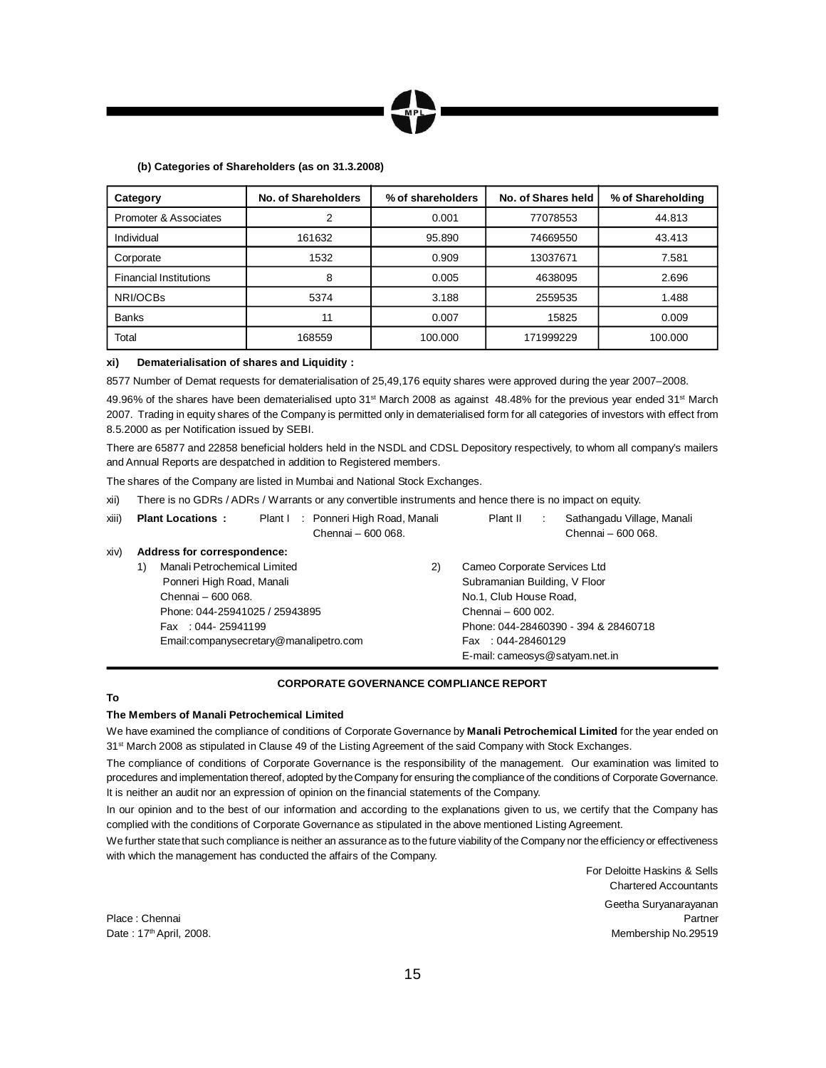**(b) Categories of Shareholders (as on 31.3.2008)**

| Category | No. of Shareholders | % of shareholders | No. of Shares held | % of Shareholding |
|---|---|---|---|---|
| Promoter & Associates | 2 | 0.001 | 77078553 | 44.813 |
| Individual | 161632 | 95.890 | 74669550 | 43.413 |
| Corporate | 1532 | 0.909 | 13037671 | 7.581 |
| Financial Institutions | 8 | 0.005 | 4638095 | 2.696 |
| NRI/OCBs | 5374 | 3.188 | 2559535 | 1.488 |
| Banks | 11 | 0.007 | 15825 | 0.009 |
| Total | 168559 | 100.000 | 171999229 | 100.000 |

**xi) Dematerialisation of shares and Liquidity :**

8577 Number of Demat requests for dematerialisation of 25,49,176 equity shares were approved during the year 2007–2008.

49.96% of the shares have been dematerialised upto 31st March 2008 as against 48.48% for the previous year ended 31st March 2007. Trading in equity shares of the Company is permitted only in dematerialised form for all categories of investors with effect from 8.5.2000 as per Notification issued by SEBI.

There are 65877 and 22858 beneficial holders held in the NSDL and CDSL Depository respectively, to whom all company's mailers and Annual Reports are despatched in addition to Registered members.

The shares of the Company are listed in Mumbai and National Stock Exchanges.

xii) There is no GDRs / ADRs / Warrants or any convertible instruments and hence there is no impact on equity.

xiii) **Plant Locations :** Plant I : Ponneri High Road, Manali Chennai – 600 068. Plant II : Sathangadu Village, Manali Chennai – 600 068.

xiv) **Address for correspondence:**

1) Manali Petrochemical Limited
Ponneri High Road, Manali
Chennai – 600 068.
Phone: 044-25941025 / 25943895
Fax : 044- 25941199
Email:companysecretary@manalipetro.com

2) Cameo Corporate Services Ltd
Subramanian Building, V Floor
No.1, Club House Road,
Chennai – 600 002.
Phone: 044-28460390 - 394 & 28460718
Fax : 044-28460129
E-mail: cameosys@satyam.net.in

**CORPORATE GOVERNANCE COMPLIANCE REPORT**

**To**

**The Members of Manali Petrochemical Limited**

We have examined the compliance of conditions of Corporate Governance by **Manali Petrochemical Limited** for the year ended on 31st March 2008 as stipulated in Clause 49 of the Listing Agreement of the said Company with Stock Exchanges.

The compliance of conditions of Corporate Governance is the responsibility of the management. Our examination was limited to procedures and implementation thereof, adopted by the Company for ensuring the compliance of the conditions of Corporate Governance. It is neither an audit nor an expression of opinion on the financial statements of the Company.

In our opinion and to the best of our information and according to the explanations given to us, we certify that the Company has complied with the conditions of Corporate Governance as stipulated in the above mentioned Listing Agreement.

We further state that such compliance is neither an assurance as to the future viability of the Company nor the efficiency or effectiveness with which the management has conducted the affairs of the Company.

For Deloitte Haskins & Sells
Chartered Accountants

Geetha Suryanarayanan
Partner
Membership No.29519

Place : Chennai
Date : 17th April, 2008.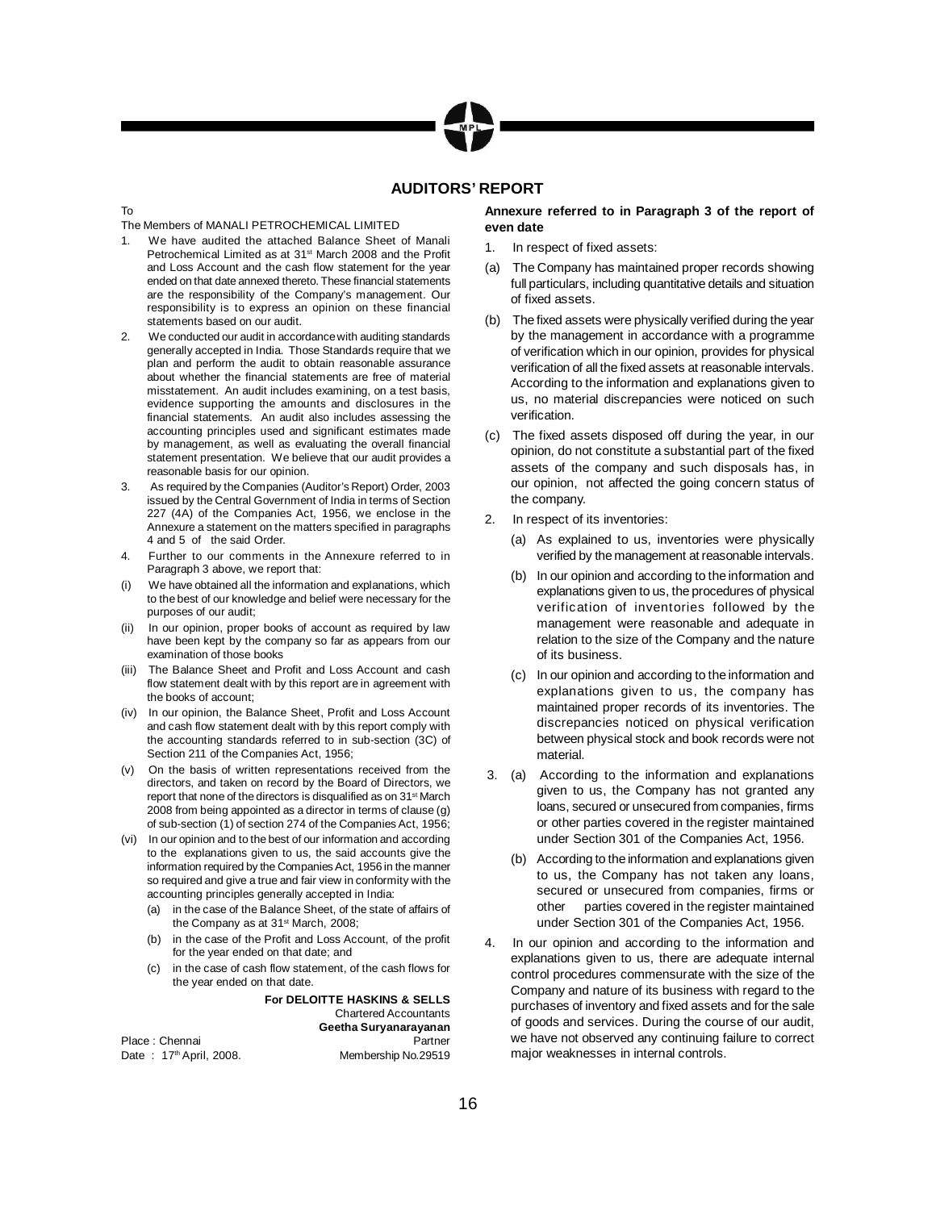## AUDITORS' REPORT

To

The Members of MANALI PETROCHEMICAL LIMITED

1. We have audited the attached Balance Sheet of Manali Petrochemical Limited as at 31st March 2008 and the Profit and Loss Account and the cash flow statement for the year ended on that date annexed thereto. These financial statements are the responsibility of the Company's management. Our responsibility is to express an opinion on these financial statements based on our audit.
2. We conducted our audit in accordance with auditing standards generally accepted in India. Those Standards require that we plan and perform the audit to obtain reasonable assurance about whether the financial statements are free of material misstatement. An audit includes examining, on a test basis, evidence supporting the amounts and disclosures in the financial statements. An audit also includes assessing the accounting principles used and significant estimates made by management, as well as evaluating the overall financial statement presentation. We believe that our audit provides a reasonable basis for our opinion.
3. As required by the Companies (Auditor's Report) Order, 2003 issued by the Central Government of India in terms of Section 227 (4A) of the Companies Act, 1956, we enclose in the Annexure a statement on the matters specified in paragraphs 4 and 5 of the said Order.
4. Further to our comments in the Annexure referred to in Paragraph 3 above, we report that:

(i) We have obtained all the information and explanations, which to the best of our knowledge and belief were necessary for the purposes of our audit;

(ii) In our opinion, proper books of account as required by law have been kept by the company so far as appears from our examination of those books

(iii) The Balance Sheet and Profit and Loss Account and cash flow statement dealt with by this report are in agreement with the books of account;

(iv) In our opinion, the Balance Sheet, Profit and Loss Account and cash flow statement dealt with by this report comply with the accounting standards referred to in sub-section (3C) of Section 211 of the Companies Act, 1956;

(v) On the basis of written representations received from the directors, and taken on record by the Board of Directors, we report that none of the directors is disqualified as on 31st March 2008 from being appointed as a director in terms of clause (g) of sub-section (1) of section 274 of the Companies Act, 1956;

(vi) In our opinion and to the best of our information and according to the explanations given to us, the said accounts give the information required by the Companies Act, 1956 in the manner so required and give a true and fair view in conformity with the accounting principles generally accepted in India:

(a) in the case of the Balance Sheet, of the state of affairs of the Company as at 31st March, 2008;

(b) in the case of the Profit and Loss Account, of the profit for the year ended on that date; and

(c) in the case of cash flow statement, of the cash flows for the year ended on that date.

**For DELOITTE HASKINS & SELLS**
Chartered Accountants
**Geetha Suryanarayanan**
Partner
Membership No.29519

Place : Chennai
Date : 17th April, 2008.

**Annexure referred to in Paragraph 3 of the report of even date**

1. In respect of fixed assets:

(a) The Company has maintained proper records showing full particulars, including quantitative details and situation of fixed assets.

(b) The fixed assets were physically verified during the year by the management in accordance with a programme of verification which in our opinion, provides for physical verification of all the fixed assets at reasonable intervals. According to the information and explanations given to us, no material discrepancies were noticed on such verification.

(c) The fixed assets disposed off during the year, in our opinion, do not constitute a substantial part of the fixed assets of the company and such disposals has, in our opinion, not affected the going concern status of the company.

2. In respect of its inventories:

(a) As explained to us, inventories were physically verified by the management at reasonable intervals.

(b) In our opinion and according to the information and explanations given to us, the procedures of physical verification of inventories followed by the management were reasonable and adequate in relation to the size of the Company and the nature of its business.

(c) In our opinion and according to the information and explanations given to us, the company has maintained proper records of its inventories. The discrepancies noticed on physical verification between physical stock and book records were not material.

3. (a) According to the information and explanations given to us, the Company has not granted any loans, secured or unsecured from companies, firms or other parties covered in the register maintained under Section 301 of the Companies Act, 1956.

(b) According to the information and explanations given to us, the Company has not taken any loans, secured or unsecured from companies, firms or other parties covered in the register maintained under Section 301 of the Companies Act, 1956.

4. In our opinion and according to the information and explanations given to us, there are adequate internal control procedures commensurate with the size of the Company and nature of its business with regard to the purchases of inventory and fixed assets and for the sale of goods and services. During the course of our audit, we have not observed any continuing failure to correct major weaknesses in internal controls.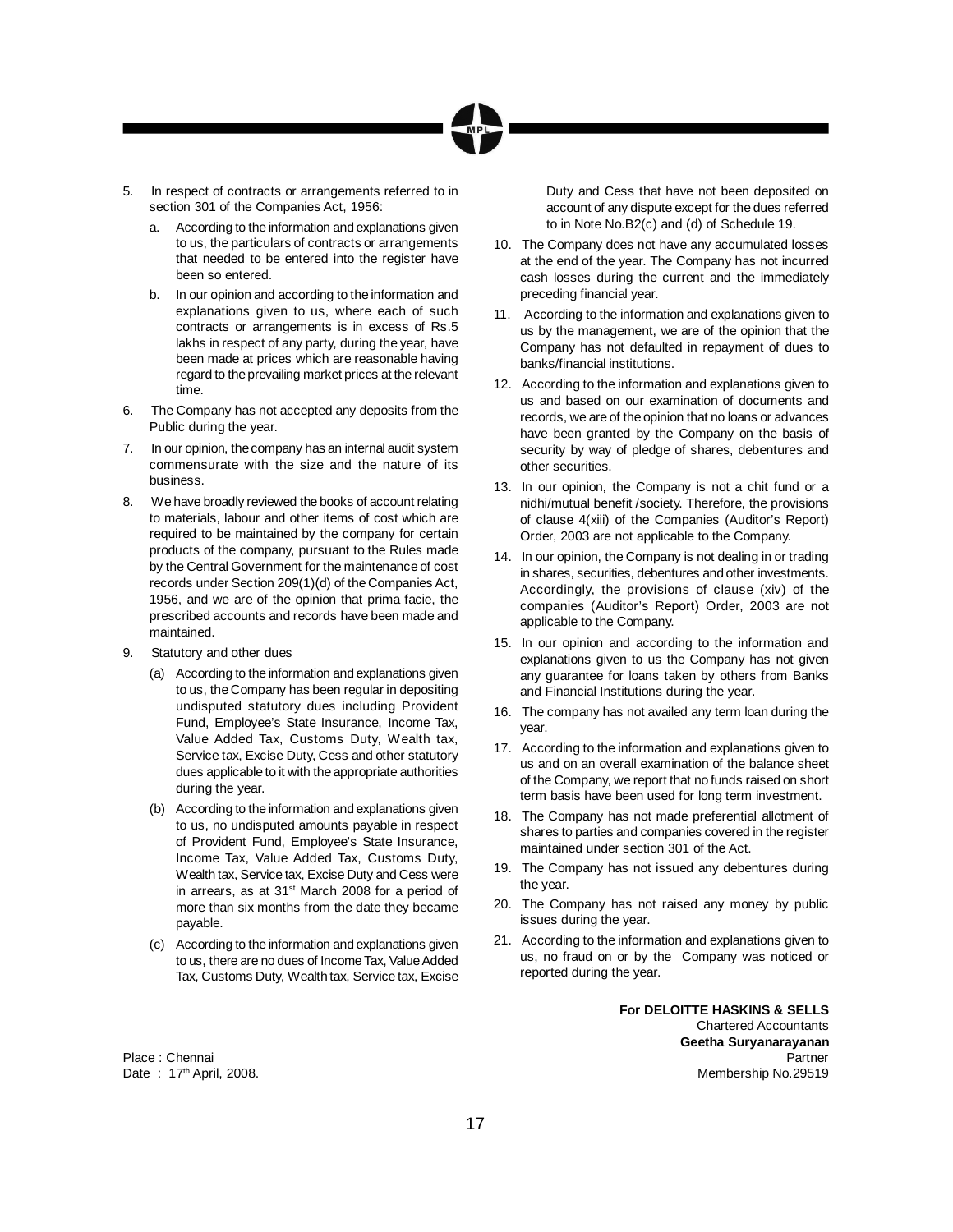5. In respect of contracts or arrangements referred to in section 301 of the Companies Act, 1956:

   a. According to the information and explanations given to us, the particulars of contracts or arrangements that needed to be entered into the register have been so entered.

   b. In our opinion and according to the information and explanations given to us, where each of such contracts or arrangements is in excess of Rs.5 lakhs in respect of any party, during the year, have been made at prices which are reasonable having regard to the prevailing market prices at the relevant time.

6. The Company has not accepted any deposits from the Public during the year.

7. In our opinion, the company has an internal audit system commensurate with the size and the nature of its business.

8. We have broadly reviewed the books of account relating to materials, labour and other items of cost which are required to be maintained by the company for certain products of the company, pursuant to the Rules made by the Central Government for the maintenance of cost records under Section 209(1)(d) of the Companies Act, 1956, and we are of the opinion that prima facie, the prescribed accounts and records have been made and maintained.

9. Statutory and other dues

   (a) According to the information and explanations given to us, the Company has been regular in depositing undisputed statutory dues including Provident Fund, Employee's State Insurance, Income Tax, Value Added Tax, Customs Duty, Wealth tax, Service tax, Excise Duty, Cess and other statutory dues applicable to it with the appropriate authorities during the year.

   (b) According to the information and explanations given to us, no undisputed amounts payable in respect of Provident Fund, Employee's State Insurance, Income Tax, Value Added Tax, Customs Duty, Wealth tax, Service tax, Excise Duty and Cess were in arrears, as at 31st March 2008 for a period of more than six months from the date they became payable.

   (c) According to the information and explanations given to us, there are no dues of Income Tax, Value Added Tax, Customs Duty, Wealth tax, Service tax, Excise Duty and Cess that have not been deposited on account of any dispute except for the dues referred to in Note No.B2(c) and (d) of Schedule 19.

10. The Company does not have any accumulated losses at the end of the year. The Company has not incurred cash losses during the current and the immediately preceding financial year.

11. According to the information and explanations given to us by the management, we are of the opinion that the Company has not defaulted in repayment of dues to banks/financial institutions.

12. According to the information and explanations given to us and based on our examination of documents and records, we are of the opinion that no loans or advances have been granted by the Company on the basis of security by way of pledge of shares, debentures and other securities.

13. In our opinion, the Company is not a chit fund or a nidhi/mutual benefit /society. Therefore, the provisions of clause 4(xiii) of the Companies (Auditor's Report) Order, 2003 are not applicable to the Company.

14. In our opinion, the Company is not dealing in or trading in shares, securities, debentures and other investments. Accordingly, the provisions of clause (xiv) of the companies (Auditor's Report) Order, 2003 are not applicable to the Company.

15. In our opinion and according to the information and explanations given to us the Company has not given any guarantee for loans taken by others from Banks and Financial Institutions during the year.

16. The company has not availed any term loan during the year.

17. According to the information and explanations given to us and on an overall examination of the balance sheet of the Company, we report that no funds raised on short term basis have been used for long term investment.

18. The Company has not made preferential allotment of shares to parties and companies covered in the register maintained under section 301 of the Act.

19. The Company has not issued any debentures during the year.

20. The Company has not raised any money by public issues during the year.

21. According to the information and explanations given to us, no fraud on or by the Company was noticed or reported during the year.

**For DELOITTE HASKINS & SELLS**
Chartered Accountants
**Geetha Suryanarayanan**
Partner
Membership No.29519

Place : Chennai
Date : 17th April, 2008.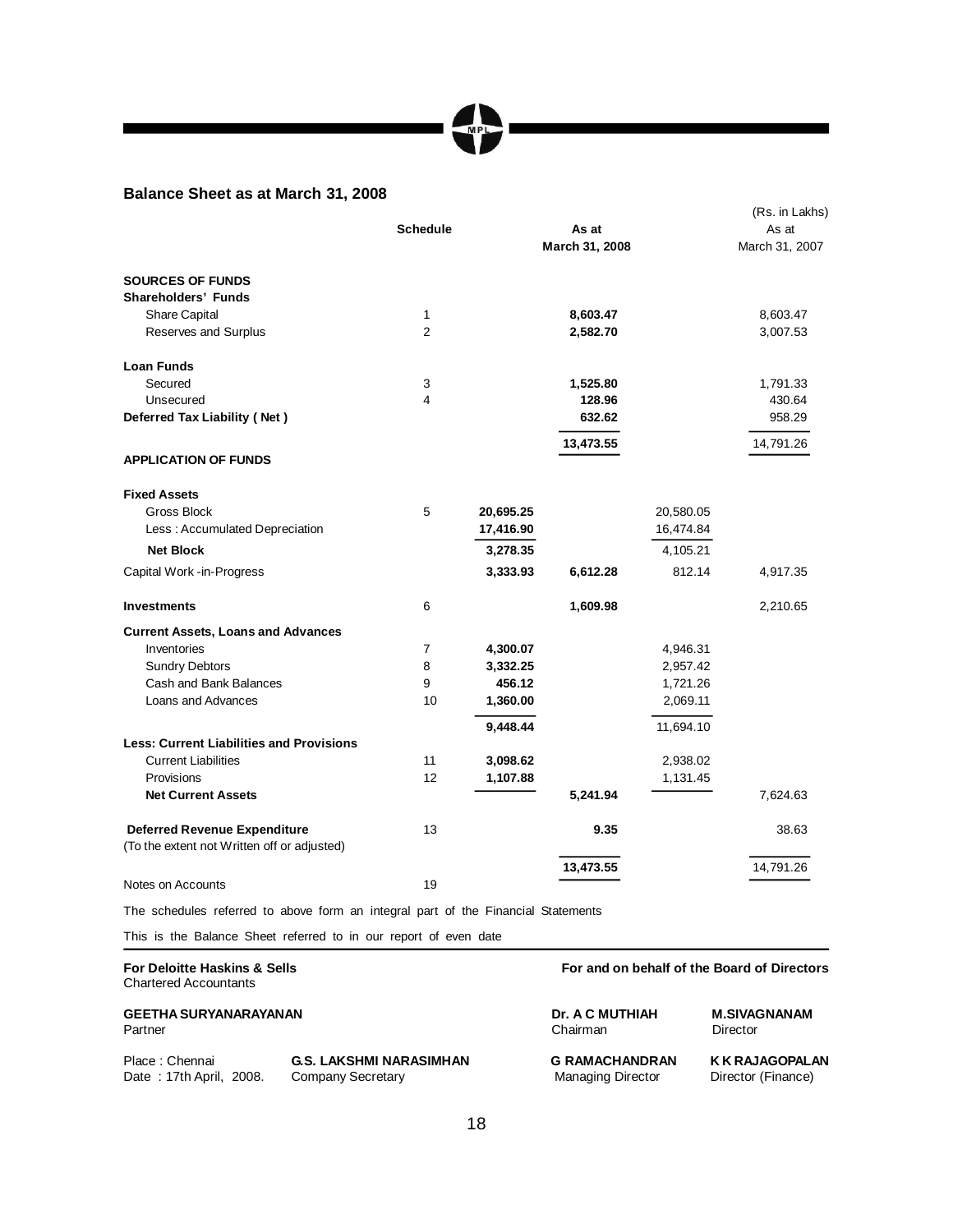## Balance Sheet as at March 31, 2008

(Rs. in Lakhs)

| | Schedule | | As at March 31, 2008 | | As at March 31, 2007 |
|---|---|---|---|---|---|
| **SOURCES OF FUNDS** | | | | | |
| **Shareholders' Funds** | | | | | |
| Share Capital | 1 | | **8,603.47** | | 8,603.47 |
| Reserves and Surplus | 2 | | **2,582.70** | | 3,007.53 |
| **Loan Funds** | | | | | |
| Secured | 3 | | **1,525.80** | | 1,791.33 |
| Unsecured | 4 | | **128.96** | | 430.64 |
| **Deferred Tax Liability ( Net )** | | | **632.62** | | 958.29 |
| | | | **13,473.55** | | 14,791.26 |
| **APPLICATION OF FUNDS** | | | | | |
| **Fixed Assets** | | | | | |
| Gross Block | 5 | **20,695.25** | | 20,580.05 | |
| Less : Accumulated Depreciation | | **17,416.90** | | 16,474.84 | |
| **Net Block** | | **3,278.35** | | 4,105.21 | |
| Capital Work -in-Progress | | **3,333.93** | **6,612.28** | 812.14 | 4,917.35 |
| **Investments** | 6 | | **1,609.98** | | 2,210.65 |
| **Current Assets, Loans and Advances** | | | | | |
| Inventories | 7 | **4,300.07** | | 4,946.31 | |
| Sundry Debtors | 8 | **3,332.25** | | 2,957.42 | |
| Cash and Bank Balances | 9 | **456.12** | | 1,721.26 | |
| Loans and Advances | 10 | **1,360.00** | | 2,069.11 | |
| | | **9,448.44** | | 11,694.10 | |
| **Less: Current Liabilities and Provisions** | | | | | |
| Current Liabilities | 11 | **3,098.62** | | 2,938.02 | |
| Provisions | 12 | **1,107.88** | | 1,131.45 | |
| **Net Current Assets** | | | **5,241.94** | | 7,624.63 |
| **Deferred Revenue Expenditure** (To the extent not Written off or adjusted) | 13 | | **9.35** | | 38.63 |
| | | | **13,473.55** | | 14,791.26 |
| Notes on Accounts | 19 | | | | |

The schedules referred to above form an integral part of the Financial Statements

This is the Balance Sheet referred to in our report of even date

**For Deloitte Haskins & Sells**
Chartered Accountants

**GEETHA SURYANARAYANAN**
Partner

Place : Chennai
Date : 17th April, 2008.

**G.S. LAKSHMI NARASIMHAN**
Company Secretary

**For and on behalf of the Board of Directors**

**Dr. A C MUTHIAH**
Chairman

**M.SIVAGNANAM**
Director

**G RAMACHANDRAN**
Managing Director

**K K RAJAGOPALAN**
Director (Finance)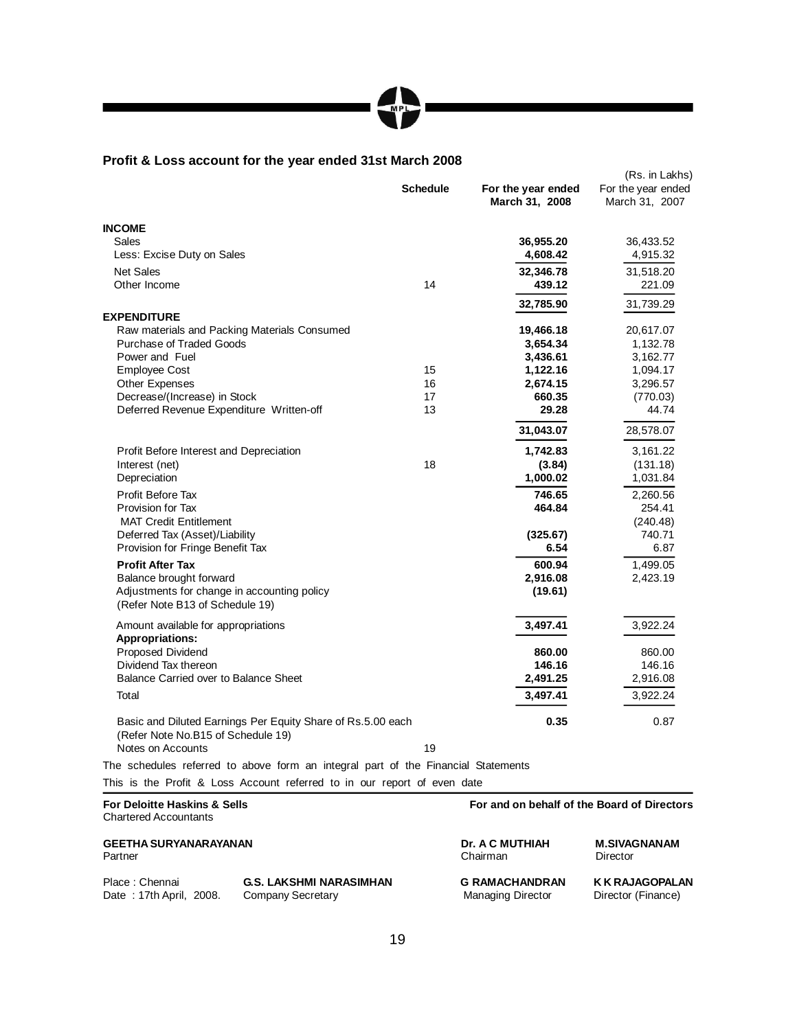## Profit & Loss account for the year ended 31st March 2008

(Rs. in Lakhs)

| | Schedule | For the year ended March 31, 2008 | For the year ended March 31, 2007 |
|---|---|---|---|
| **INCOME** | | | |
| Sales | | **36,955.20** | 36,433.52 |
| Less: Excise Duty on Sales | | **4,608.42** | 4,915.32 |
| Net Sales | | **32,346.78** | 31,518.20 |
| Other Income | 14 | **439.12** | 221.09 |
| | | **32,785.90** | 31,739.29 |
| **EXPENDITURE** | | | |
| Raw materials and Packing Materials Consumed | | **19,466.18** | 20,617.07 |
| Purchase of Traded Goods | | **3,654.34** | 1,132.78 |
| Power and Fuel | | **3,436.61** | 3,162.77 |
| Employee Cost | 15 | **1,122.16** | 1,094.17 |
| Other Expenses | 16 | **2,674.15** | 3,296.57 |
| Decrease/(Increase) in Stock | 17 | **660.35** | (770.03) |
| Deferred Revenue Expenditure Written-off | 13 | **29.28** | 44.74 |
| | | **31,043.07** | 28,578.07 |
| Profit Before Interest and Depreciation | | **1,742.83** | 3,161.22 |
| Interest (net) | 18 | **(3.84)** | (131.18) |
| Depreciation | | **1,000.02** | 1,031.84 |
| Profit Before Tax | | **746.65** | 2,260.56 |
| Provision for Tax | | **464.84** | 254.41 |
| MAT Credit Entitlement | | | (240.48) |
| Deferred Tax (Asset)/Liability | | **(325.67)** | 740.71 |
| Provision for Fringe Benefit Tax | | **6.54** | 6.87 |
| **Profit After Tax** | | **600.94** | 1,499.05 |
| Balance brought forward | | **2,916.08** | 2,423.19 |
| Adjustments for change in accounting policy (Refer Note B13 of Schedule 19) | | **(19.61)** | |
| Amount available for appropriations | | **3,497.41** | 3,922.24 |
| **Appropriations:** | | | |
| Proposed Dividend | | **860.00** | 860.00 |
| Dividend Tax thereon | | **146.16** | 146.16 |
| Balance Carried over to Balance Sheet | | **2,491.25** | 2,916.08 |
| Total | | **3,497.41** | 3,922.24 |
| Basic and Diluted Earnings Per Equity Share of Rs.5.00 each (Refer Note No.B15 of Schedule 19) | | **0.35** | 0.87 |
| Notes on Accounts | 19 | | |

The schedules referred to above form an integral part of the Financial Statements

This is the Profit & Loss Account referred to in our report of even date

**For Deloitte Haskins & Sells**
Chartered Accountants

**For and on behalf of the Board of Directors**

**GEETHA SURYANARAYANAN**
Partner

**Dr. A C MUTHIAH**
Chairman

**M.SIVAGNANAM**
Director

Place : Chennai
Date : 17th April, 2008.

**G.S. LAKSHMI NARASIMHAN**
Company Secretary

**G RAMACHANDRAN**
Managing Director

**K K RAJAGOPALAN**
Director (Finance)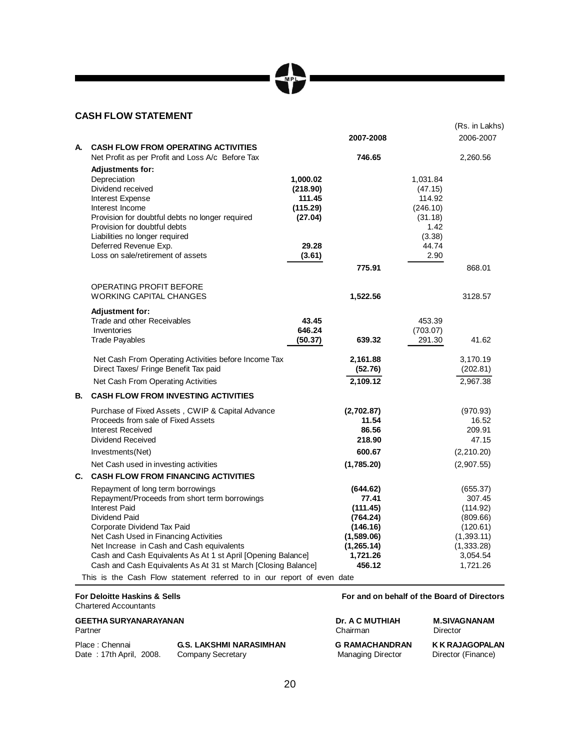## CASH FLOW STATEMENT

(Rs. in Lakhs)

| | | | 2007-2008 | | 2006-2007 |
|---|---|---|---|---|---|
| **A.** | **CASH FLOW FROM OPERATING ACTIVITIES** | | | | |
| | Net Profit as per Profit and Loss A/c Before Tax | | **746.65** | | 2,260.56 |
| | **Adjustments for:** | | | | |
| | Depreciation | **1,000.02** | | 1,031.84 | |
| | Dividend received | **(218.90)** | | (47.15) | |
| | Interest Expense | **111.45** | | 114.92 | |
| | Interest Income | **(115.29)** | | (246.10) | |
| | Provision for doubtful debts no longer required | **(27.04)** | | (31.18) | |
| | Provision for doubtful debts | | | 1.42 | |
| | Liabilities no longer required | | | (3.38) | |
| | Deferred Revenue Exp. | **29.28** | | 44.74 | |
| | Loss on sale/retirement of assets | **(3.61)** | | 2.90 | |
| | | | **775.91** | | 868.01 |
| | OPERATING PROFIT BEFORE WORKING CAPITAL CHANGES | | **1,522.56** | | 3128.57 |
| | **Adjustment for:** | | | | |
| | Trade and other Receivables | **43.45** | | 453.39 | |
| | Inventories | **646.24** | | (703.07) | |
| | Trade Payables | **(50.37)** | **639.32** | 291.30 | 41.62 |
| | Net Cash From Operating Activities before Income Tax | | **2,161.88** | | 3,170.19 |
| | Direct Taxes/ Fringe Benefit Tax paid | | **(52.76)** | | (202.81) |
| | Net Cash From Operating Activities | | **2,109.12** | | 2,967.38 |
| **B.** | **CASH FLOW FROM INVESTING ACTIVITIES** | | | | |
| | Purchase of Fixed Assets , CWIP & Capital Advance | | **(2,702.87)** | | (970.93) |
| | Proceeds from sale of Fixed Assets | | **11.54** | | 16.52 |
| | Interest Received | | **86.56** | | 209.91 |
| | Dividend Received | | **218.90** | | 47.15 |
| | Investments(Net) | | **600.67** | | (2,210.20) |
| | Net Cash used in investing activities | | **(1,785.20)** | | (2,907.55) |
| **C.** | **CASH FLOW FROM FINANCING ACTIVITIES** | | | | |
| | Repayment of long term borrowings | | **(644.62)** | | (655.37) |
| | Repayment/Proceeds from short term borrowings | | **77.41** | | 307.45 |
| | Interest Paid | | **(111.45)** | | (114.92) |
| | Dividend Paid | | **(764.24)** | | (809.66) |
| | Corporate Dividend Tax Paid | | **(146.16)** | | (120.61) |
| | Net Cash Used in Financing Activities | | **(1,589.06)** | | (1,393.11) |
| | Net Increase in Cash and Cash equivalents | | **(1,265.14)** | | (1,333.28) |
| | Cash and Cash Equivalents As At 1 st April [Opening Balance] | | **1,721.26** | | 3,054.54 |
| | Cash and Cash Equivalents As At 31 st March [Closing Balance] | | **456.12** | | 1,721.26 |

This is the Cash Flow statement referred to in our report of even date

**For Deloitte Haskins & Sells**
Chartered Accountants

**GEETHA SURYANARAYANAN**
Partner

Place : Chennai
Date : 17th April, 2008.

**G.S. LAKSHMI NARASIMHAN**
Company Secretary

**For and on behalf of the Board of Directors**

**Dr. A C MUTHIAH**
Chairman

**M.SIVAGNANAM**
Director

**G RAMACHANDRAN**
Managing Director

**K K RAJAGOPALAN**
Director (Finance)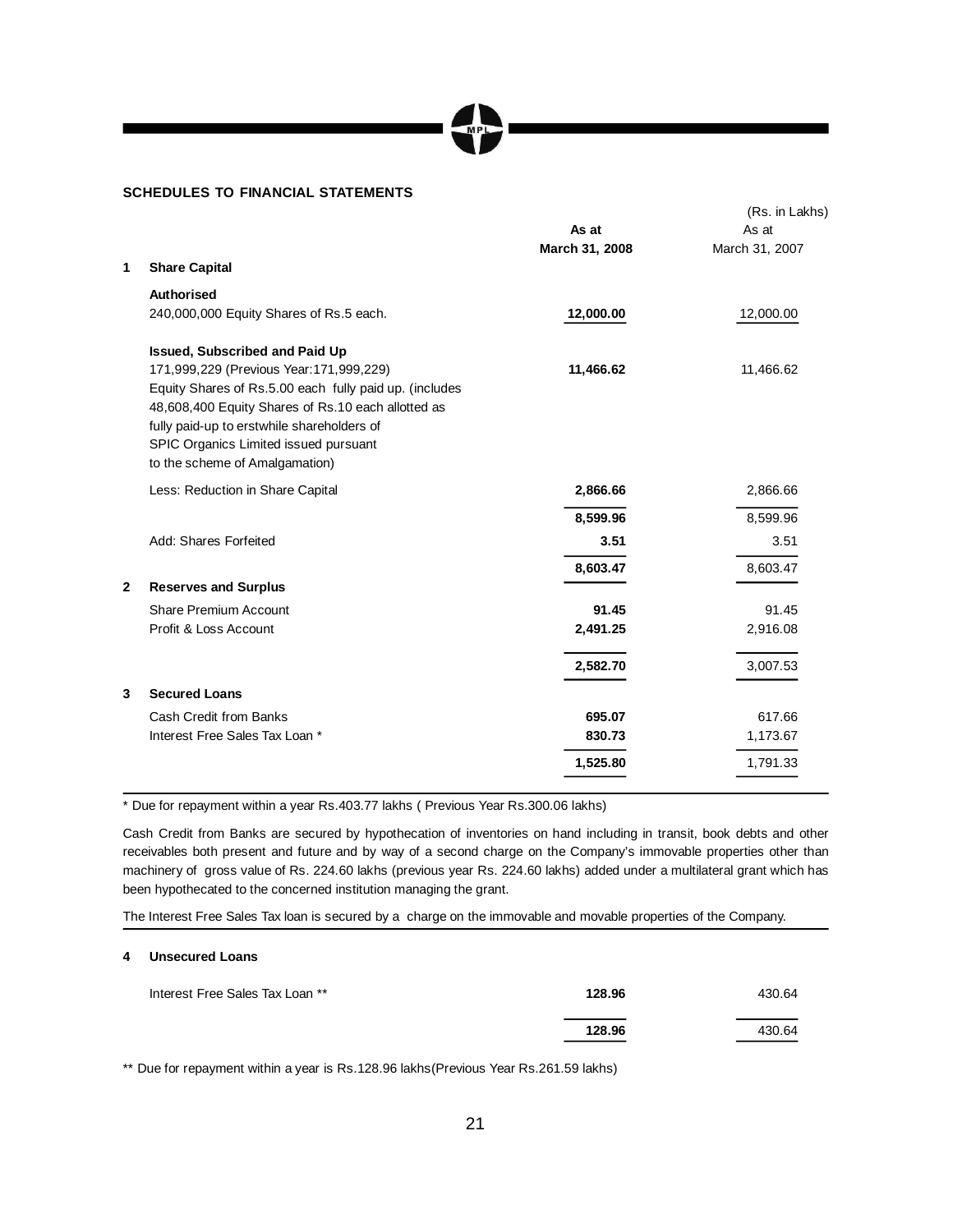## SCHEDULES TO FINANCIAL STATEMENTS

(Rs. in Lakhs)

| | | As at March 31, 2008 | As at March 31, 2007 |
|---|---|---|---|
| **1** | **Share Capital** | | |
| | **Authorised** | | |
| | 240,000,000 Equity Shares of Rs.5 each. | **12,000.00** | 12,000.00 |
| | **Issued, Subscribed and Paid Up** | | |
| | 171,999,229 (Previous Year:171,999,229) Equity Shares of Rs.5.00 each fully paid up. (includes 48,608,400 Equity Shares of Rs.10 each allotted as fully paid-up to erstwhile shareholders of SPIC Organics Limited issued pursuant to the scheme of Amalgamation) | **11,466.62** | 11,466.62 |
| | Less: Reduction in Share Capital | **2,866.66** | 2,866.66 |
| | | **8,599.96** | 8,599.96 |
| | Add: Shares Forfeited | **3.51** | 3.51 |
| | | **8,603.47** | 8,603.47 |
| **2** | **Reserves and Surplus** | | |
| | Share Premium Account | **91.45** | 91.45 |
| | Profit & Loss Account | **2,491.25** | 2,916.08 |
| | | **2,582.70** | 3,007.53 |
| **3** | **Secured Loans** | | |
| | Cash Credit from Banks | **695.07** | 617.66 |
| | Interest Free Sales Tax Loan * | **830.73** | 1,173.67 |
| | | **1,525.80** | 1,791.33 |

* Due for repayment within a year Rs.403.77 lakhs ( Previous Year Rs.300.06 lakhs)

Cash Credit from Banks are secured by hypothecation of inventories on hand including in transit, book debts and other receivables both present and future and by way of a second charge on the Company's immovable properties other than machinery of gross value of Rs. 224.60 lakhs (previous year Rs. 224.60 lakhs) added under a multilateral grant which has been hypothecated to the concerned institution managing the grant.

The Interest Free Sales Tax loan is secured by a charge on the immovable and movable properties of the Company.

| | | As at March 31, 2008 | As at March 31, 2007 |
|---|---|---|---|
| **4** | **Unsecured Loans** | | |
| | Interest Free Sales Tax Loan ** | **128.96** | 430.64 |
| | | **128.96** | 430.64 |

** Due for repayment within a year is Rs.128.96 lakhs(Previous Year Rs.261.59 lakhs)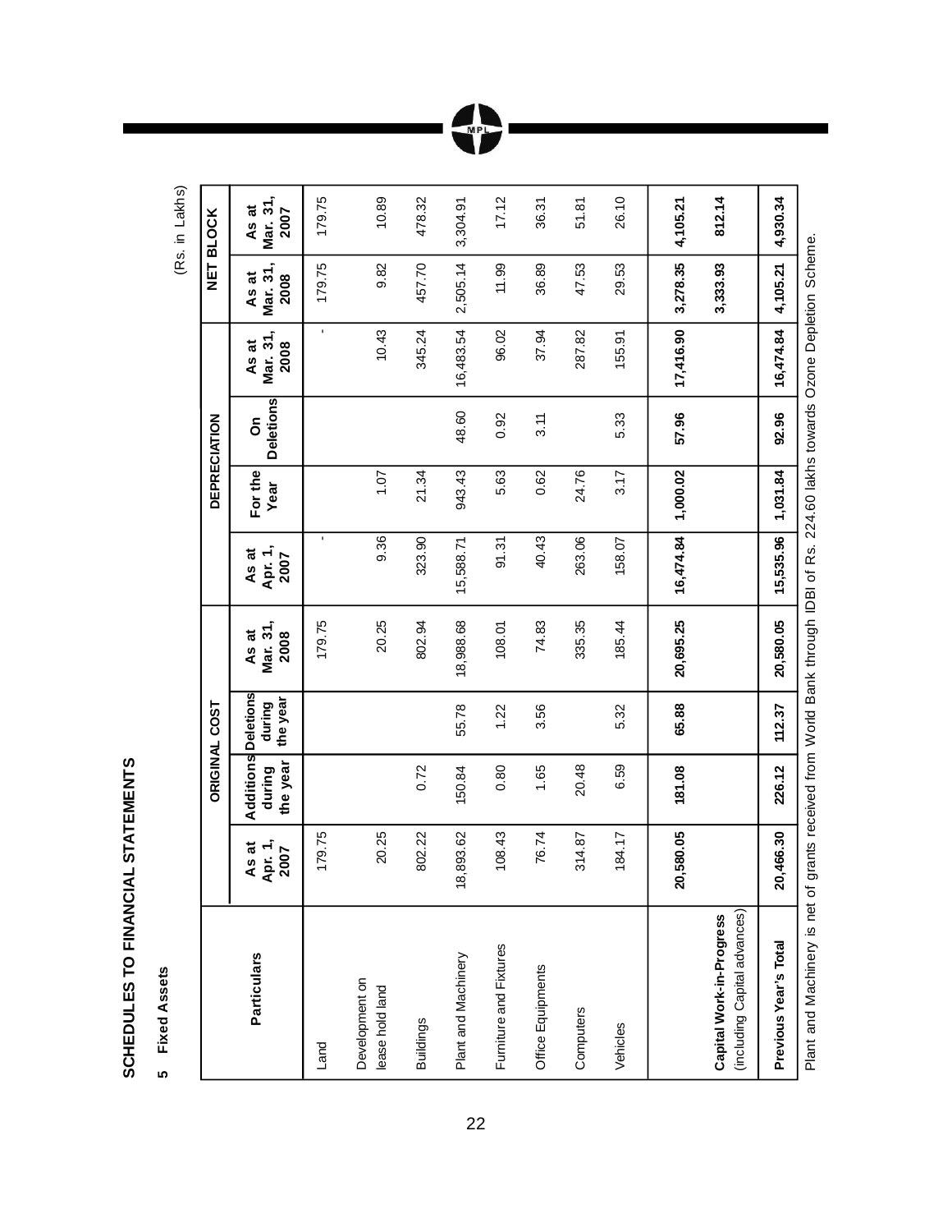# SCHEDULES TO FINANCIAL STATEMENTS

**5 Fixed Assets**

(Rs. in Lakhs)

| Particulars | ORIGINAL COST | | | | DEPRECIATION | | | | NET BLOCK | |
|---|---|---|---|---|---|---|---|---|---|---|
| | As at Apr. 1, 2007 | Additions during the year | Deletions during the year | As at Mar. 31, 2008 | As at Apr. 1, 2007 | For the Year | On Deletions | As at Mar. 31, 2008 | As at Mar. 31, 2008 | As at Mar. 31, 2007 |
| Land | 179.75 | | | 179.75 | - | | | - | 179.75 | 179.75 |
| Development on lease hold land | 20.25 | | | 20.25 | 9.36 | 1.07 | | 10.43 | 9.82 | 10.89 |
| Buildings | 802.22 | 0.72 | | 802.94 | 323.90 | 21.34 | | 345.24 | 457.70 | 478.32 |
| Plant and Machinery | 18,893.62 | 150.84 | 55.78 | 18,988.68 | 15,588.71 | 943.43 | 48.60 | 16,483.54 | 2,505.14 | 3,304.91 |
| Furniture and Fixtures | 108.43 | 0.80 | 1.22 | 108.01 | 91.31 | 5.63 | 0.92 | 96.02 | 11.99 | 17.12 |
| Office Equipments | 76.74 | 1.65 | 3.56 | 74.83 | 40.43 | 0.62 | 3.11 | 37.94 | 36.89 | 36.31 |
| Computers | 314.87 | 20.48 | | 335.35 | 263.06 | 24.76 | | 287.82 | 47.53 | 51.81 |
| Vehicles | 184.17 | 6.59 | 5.32 | 185.44 | 158.07 | 3.17 | 5.33 | 155.91 | 29.53 | 26.10 |
| | **20,580.05** | **181.08** | **65.88** | **20,695.25** | **16,474.84** | **1,000.02** | **57.96** | **17,416.90** | **3,278.35** | **4,105.21** |
| **Capital Work-in-Progress** (including Capital advances) | | | | | | | | | **3,333.93** | **812.14** |
| **Previous Year's Total** | **20,466.30** | **226.12** | **112.37** | **20,580.05** | **15,535.96** | **1,031.84** | **92.96** | **16,474.84** | **4,105.21** | **4,930.34** |

Plant and Machinery is net of grants received from World Bank through IDBI of Rs. 224.60 lakhs towards Ozone Depletion Scheme.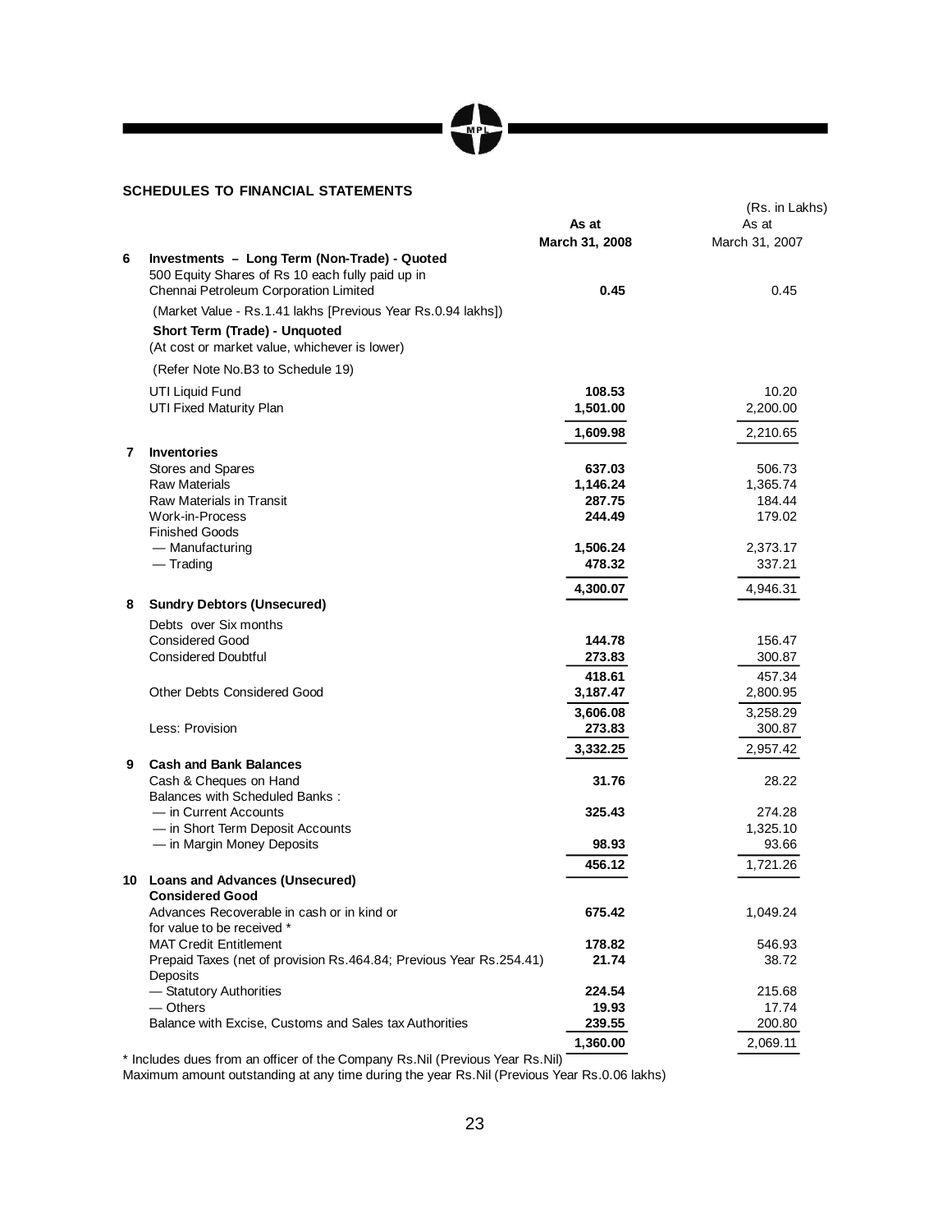## SCHEDULES TO FINANCIAL STATEMENTS

(Rs. in Lakhs)

| | | As at March 31, 2008 | As at March 31, 2007 |
|---|---|---|---|
| **6** | **Investments – Long Term (Non-Trade) - Quoted** | | |
| | 500 Equity Shares of Rs 10 each fully paid up in Chennai Petroleum Corporation Limited | **0.45** | 0.45 |
| | (Market Value - Rs.1.41 lakhs [Previous Year Rs.0.94 lakhs]) | | |
| | **Short Term (Trade) - Unquoted** | | |
| | (At cost or market value, whichever is lower) | | |
| | (Refer Note No.B3 to Schedule 19) | | |
| | UTI Liquid Fund | **108.53** | 10.20 |
| | UTI Fixed Maturity Plan | **1,501.00** | 2,200.00 |
| | | **1,609.98** | 2,210.65 |
| **7** | **Inventories** | | |
| | Stores and Spares | **637.03** | 506.73 |
| | Raw Materials | **1,146.24** | 1,365.74 |
| | Raw Materials in Transit | **287.75** | 184.44 |
| | Work-in-Process | **244.49** | 179.02 |
| | Finished Goods | | |
| | — Manufacturing | **1,506.24** | 2,373.17 |
| | — Trading | **478.32** | 337.21 |
| | | **4,300.07** | 4,946.31 |
| **8** | **Sundry Debtors (Unsecured)** | | |
| | Debts over Six months | | |
| | Considered Good | **144.78** | 156.47 |
| | Considered Doubtful | **273.83** | 300.87 |
| | | **418.61** | 457.34 |
| | Other Debts Considered Good | **3,187.47** | 2,800.95 |
| | | **3,606.08** | 3,258.29 |
| | Less: Provision | **273.83** | 300.87 |
| | | **3,332.25** | 2,957.42 |
| **9** | **Cash and Bank Balances** | | |
| | Cash & Cheques on Hand | **31.76** | 28.22 |
| | Balances with Scheduled Banks : | | |
| | — in Current Accounts | **325.43** | 274.28 |
| | — in Short Term Deposit Accounts | | 1,325.10 |
| | — in Margin Money Deposits | **98.93** | 93.66 |
| | | **456.12** | 1,721.26 |
| **10** | **Loans and Advances (Unsecured)** | | |
| | **Considered Good** | | |
| | Advances Recoverable in cash or in kind or for value to be received * | **675.42** | 1,049.24 |
| | MAT Credit Entitlement | **178.82** | 546.93 |
| | Prepaid Taxes (net of provision Rs.464.84; Previous Year Rs.254.41) | **21.74** | 38.72 |
| | Deposits | | |
| | — Statutory Authorities | **224.54** | 215.68 |
| | — Others | **19.93** | 17.74 |
| | Balance with Excise, Customs and Sales tax Authorities | **239.55** | 200.80 |
| | | **1,360.00** | 2,069.11 |

* Includes dues from an officer of the Company Rs.Nil (Previous Year Rs.Nil)
Maximum amount outstanding at any time during the year Rs.Nil (Previous Year Rs.0.06 lakhs)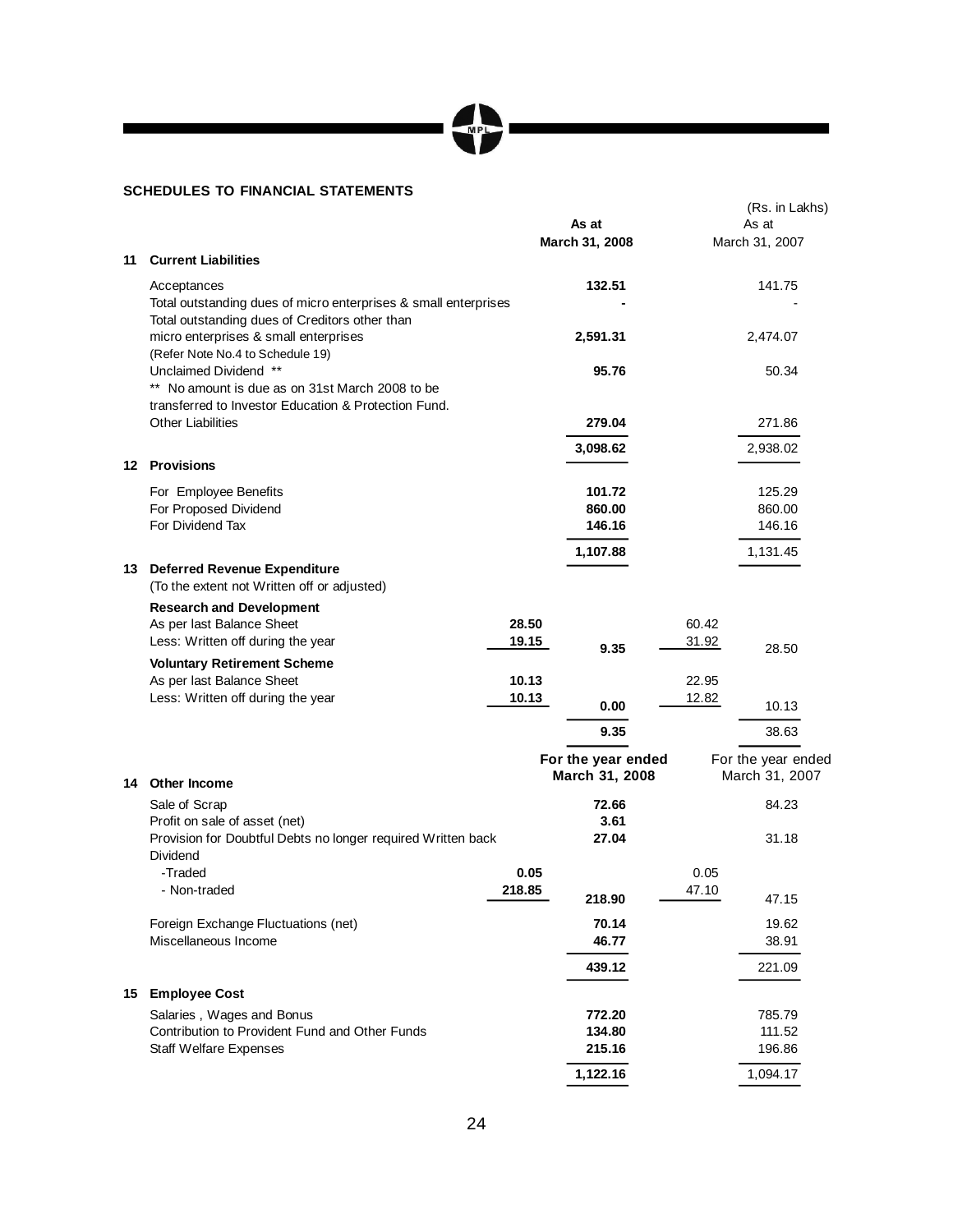## SCHEDULES TO FINANCIAL STATEMENTS

(Rs. in Lakhs)

| | | | As at March 31, 2008 | | As at March 31, 2007 |
|---|---|---|---|---|---|
| **11** | **Current Liabilities** | | | | |
| | Acceptances | | **132.51** | | 141.75 |
| | Total outstanding dues of micro enterprises & small enterprises | | **-** | | - |
| | Total outstanding dues of Creditors other than micro enterprises & small enterprises (Refer Note No.4 to Schedule 19) | | **2,591.31** | | 2,474.07 |
| | Unclaimed Dividend ** | | **95.76** | | 50.34 |
| | ** No amount is due as on 31st March 2008 to be transferred to Investor Education & Protection Fund. | | | | |
| | Other Liabilities | | **279.04** | | 271.86 |
| | | | **3,098.62** | | 2,938.02 |
| **12** | **Provisions** | | | | |
| | For Employee Benefits | | **101.72** | | 125.29 |
| | For Proposed Dividend | | **860.00** | | 860.00 |
| | For Dividend Tax | | **146.16** | | 146.16 |
| | | | **1,107.88** | | 1,131.45 |
| **13** | **Deferred Revenue Expenditure** (To the extent not Written off or adjusted) | | | | |
| | **Research and Development** | | | | |
| | As per last Balance Sheet | **28.50** | | 60.42 | |
| | Less: Written off during the year | **19.15** | **9.35** | 31.92 | 28.50 |
| | **Voluntary Retirement Scheme** | | | | |
| | As per last Balance Sheet | **10.13** | | 22.95 | |
| | Less: Written off during the year | **10.13** | **0.00** | 12.82 | 10.13 |
| | | | **9.35** | | 38.63 |

| | | | For the year ended March 31, 2008 | | For the year ended March 31, 2007 |
|---|---|---|---|---|---|
| **14** | **Other Income** | | | | |
| | Sale of Scrap | | **72.66** | | 84.23 |
| | Profit on sale of asset (net) | | **3.61** | | |
| | Provision for Doubtful Debts no longer required Written back | | **27.04** | | 31.18 |
| | Dividend | | | | |
| | -Traded | **0.05** | | 0.05 | |
| | - Non-traded | **218.85** | **218.90** | 47.10 | 47.15 |
| | Foreign Exchange Fluctuations (net) | | **70.14** | | 19.62 |
| | Miscellaneous Income | | **46.77** | | 38.91 |
| | | | **439.12** | | 221.09 |
| **15** | **Employee Cost** | | | | |
| | Salaries , Wages and Bonus | | **772.20** | | 785.79 |
| | Contribution to Provident Fund and Other Funds | | **134.80** | | 111.52 |
| | Staff Welfare Expenses | | **215.16** | | 196.86 |
| | | | **1,122.16** | | 1,094.17 |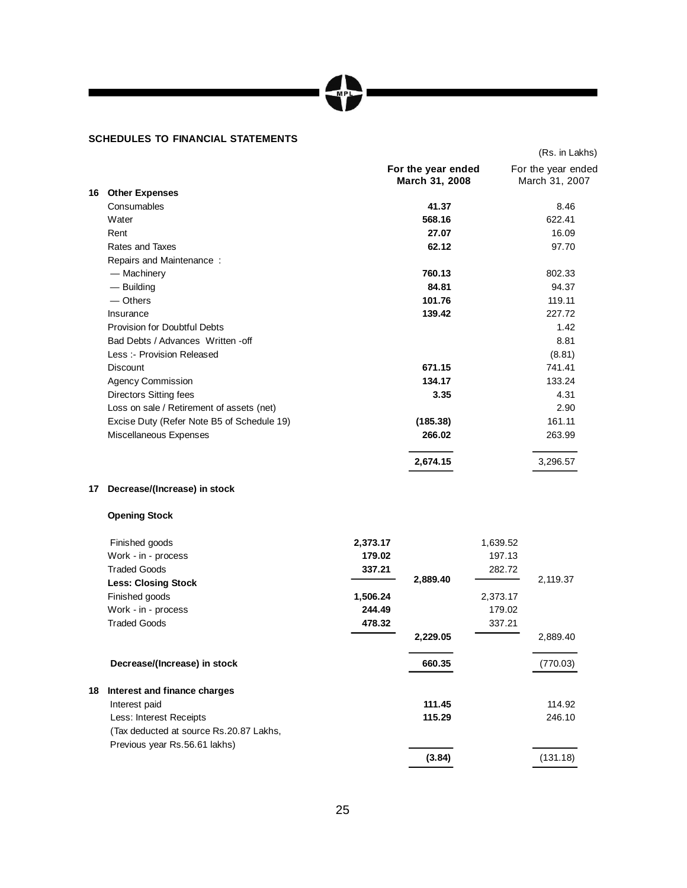## SCHEDULES TO FINANCIAL STATEMENTS

(Rs. in Lakhs)

| | | For the year ended March 31, 2008 | For the year ended March 31, 2007 |
|---|---|---|---|
| **16** | **Other Expenses** | | |
| | Consumables | **41.37** | 8.46 |
| | Water | **568.16** | 622.41 |
| | Rent | **27.07** | 16.09 |
| | Rates and Taxes | **62.12** | 97.70 |
| | Repairs and Maintenance : | | |
| | — Machinery | **760.13** | 802.33 |
| | — Building | **84.81** | 94.37 |
| | — Others | **101.76** | 119.11 |
| | Insurance | **139.42** | 227.72 |
| | Provision for Doubtful Debts | | 1.42 |
| | Bad Debts / Advances Written -off | | 8.81 |
| | Less :- Provision Released | | (8.81) |
| | Discount | **671.15** | 741.41 |
| | Agency Commission | **134.17** | 133.24 |
| | Directors Sitting fees | **3.35** | 4.31 |
| | Loss on sale / Retirement of assets (net) | | 2.90 |
| | Excise Duty (Refer Note B5 of Schedule 19) | **(185.38)** | 161.11 |
| | Miscellaneous Expenses | **266.02** | 263.99 |
| | | **2,674.15** | 3,296.57 |

| | | 2008 | 2008 | 2007 | 2007 |
|---|---|---|---|---|---|
| **17** | **Decrease/(Increase) in stock** | | | | |
| | **Opening Stock** | | | | |
| | Finished goods | **2,373.17** | | 1,639.52 | |
| | Work - in - process | **179.02** | | 197.13 | |
| | Traded Goods | **337.21** | **2,889.40** | 282.72 | 2,119.37 |
| | **Less: Closing Stock** | | | | |
| | Finished goods | **1,506.24** | | 2,373.17 | |
| | Work - in - process | **244.49** | | 179.02 | |
| | Traded Goods | **478.32** | **2,229.05** | 337.21 | 2,889.40 |
| | **Decrease/(Increase) in stock** | | **660.35** | | (770.03) |
| **18** | **Interest and finance charges** | | | | |
| | Interest paid | | **111.45** | | 114.92 |
| | Less: Interest Receipts (Tax deducted at source Rs.20.87 Lakhs, Previous year Rs.56.61 lakhs) | | **115.29** | | 246.10 |
| | | | **(3.84)** | | (131.18) |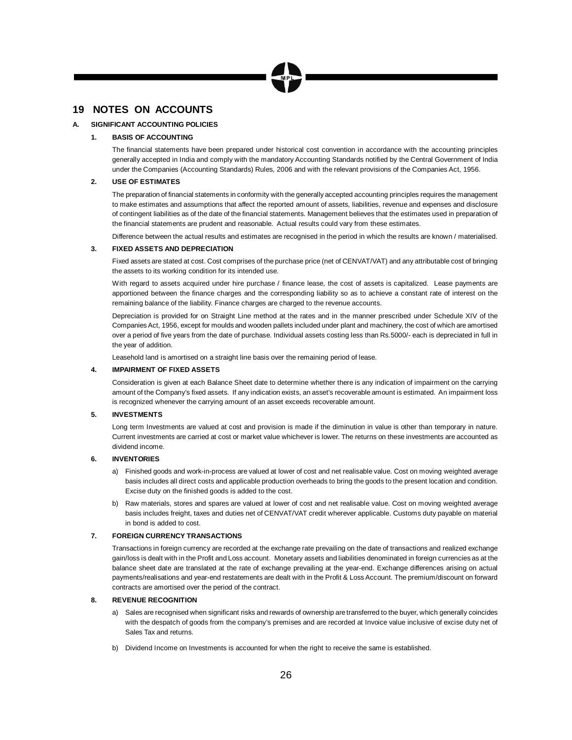# 19 NOTES ON ACCOUNTS

## A. SIGNIFICANT ACCOUNTING POLICIES

### 1. BASIS OF ACCOUNTING

The financial statements have been prepared under historical cost convention in accordance with the accounting principles generally accepted in India and comply with the mandatory Accounting Standards notified by the Central Government of India under the Companies (Accounting Standards) Rules, 2006 and with the relevant provisions of the Companies Act, 1956.

### 2. USE OF ESTIMATES

The preparation of financial statements in conformity with the generally accepted accounting principles requires the management to make estimates and assumptions that affect the reported amount of assets, liabilities, revenue and expenses and disclosure of contingent liabilities as of the date of the financial statements. Management believes that the estimates used in preparation of the financial statements are prudent and reasonable. Actual results could vary from these estimates.

Difference between the actual results and estimates are recognised in the period in which the results are known / materialised.

### 3. FIXED ASSETS AND DEPRECIATION

Fixed assets are stated at cost. Cost comprises of the purchase price (net of CENVAT/VAT) and any attributable cost of bringing the assets to its working condition for its intended use.

With regard to assets acquired under hire purchase / finance lease, the cost of assets is capitalized. Lease payments are apportioned between the finance charges and the corresponding liability so as to achieve a constant rate of interest on the remaining balance of the liability. Finance charges are charged to the revenue accounts.

Depreciation is provided for on Straight Line method at the rates and in the manner prescribed under Schedule XIV of the Companies Act, 1956, except for moulds and wooden pallets included under plant and machinery, the cost of which are amortised over a period of five years from the date of purchase. Individual assets costing less than Rs.5000/- each is depreciated in full in the year of addition.

Leasehold land is amortised on a straight line basis over the remaining period of lease.

### 4. IMPAIRMENT OF FIXED ASSETS

Consideration is given at each Balance Sheet date to determine whether there is any indication of impairment on the carrying amount of the Company's fixed assets. If any indication exists, an asset's recoverable amount is estimated. An impairment loss is recognized whenever the carrying amount of an asset exceeds recoverable amount.

### 5. INVESTMENTS

Long term Investments are valued at cost and provision is made if the diminution in value is other than temporary in nature. Current investments are carried at cost or market value whichever is lower. The returns on these investments are accounted as dividend income.

### 6. INVENTORIES

a) Finished goods and work-in-process are valued at lower of cost and net realisable value. Cost on moving weighted average basis includes all direct costs and applicable production overheads to bring the goods to the present location and condition. Excise duty on the finished goods is added to the cost.

b) Raw materials, stores and spares are valued at lower of cost and net realisable value. Cost on moving weighted average basis includes freight, taxes and duties net of CENVAT/VAT credit wherever applicable. Customs duty payable on material in bond is added to cost.

### 7. FOREIGN CURRENCY TRANSACTIONS

Transactions in foreign currency are recorded at the exchange rate prevailing on the date of transactions and realized exchange gain/loss is dealt with in the Profit and Loss account. Monetary assets and liabilities denominated in foreign currencies as at the balance sheet date are translated at the rate of exchange prevailing at the year-end. Exchange differences arising on actual payments/realisations and year-end restatements are dealt with in the Profit & Loss Account. The premium/discount on forward contracts are amortised over the period of the contract.

### 8. REVENUE RECOGNITION

a) Sales are recognised when significant risks and rewards of ownership are transferred to the buyer, which generally coincides with the despatch of goods from the company's premises and are recorded at Invoice value inclusive of excise duty net of Sales Tax and returns.

b) Dividend Income on Investments is accounted for when the right to receive the same is established.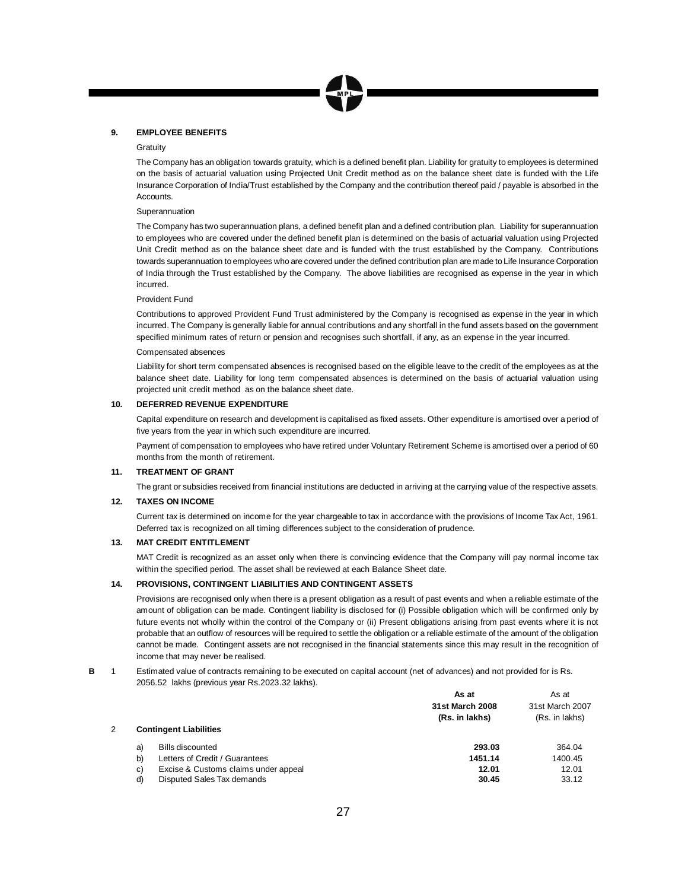**9. EMPLOYEE BENEFITS**

Gratuity

The Company has an obligation towards gratuity, which is a defined benefit plan. Liability for gratuity to employees is determined on the basis of actuarial valuation using Projected Unit Credit method as on the balance sheet date is funded with the Life Insurance Corporation of India/Trust established by the Company and the contribution thereof paid / payable is absorbed in the Accounts.

Superannuation

The Company has two superannuation plans, a defined benefit plan and a defined contribution plan. Liability for superannuation to employees who are covered under the defined benefit plan is determined on the basis of actuarial valuation using Projected Unit Credit method as on the balance sheet date and is funded with the trust established by the Company. Contributions towards superannuation to employees who are covered under the defined contribution plan are made to Life Insurance Corporation of India through the Trust established by the Company. The above liabilities are recognised as expense in the year in which incurred.

Provident Fund

Contributions to approved Provident Fund Trust administered by the Company is recognised as expense in the year in which incurred. The Company is generally liable for annual contributions and any shortfall in the fund assets based on the government specified minimum rates of return or pension and recognises such shortfall, if any, as an expense in the year incurred.

Compensated absences

Liability for short term compensated absences is recognised based on the eligible leave to the credit of the employees as at the balance sheet date. Liability for long term compensated absences is determined on the basis of actuarial valuation using projected unit credit method as on the balance sheet date.

**10. DEFERRED REVENUE EXPENDITURE**

Capital expenditure on research and development is capitalised as fixed assets. Other expenditure is amortised over a period of five years from the year in which such expenditure are incurred.

Payment of compensation to employees who have retired under Voluntary Retirement Scheme is amortised over a period of 60 months from the month of retirement.

**11. TREATMENT OF GRANT**

The grant or subsidies received from financial institutions are deducted in arriving at the carrying value of the respective assets.

**12. TAXES ON INCOME**

Current tax is determined on income for the year chargeable to tax in accordance with the provisions of Income Tax Act, 1961. Deferred tax is recognized on all timing differences subject to the consideration of prudence.

**13. MAT CREDIT ENTITLEMENT**

MAT Credit is recognized as an asset only when there is convincing evidence that the Company will pay normal income tax within the specified period. The asset shall be reviewed at each Balance Sheet date.

**14. PROVISIONS, CONTINGENT LIABILITIES AND CONTINGENT ASSETS**

Provisions are recognised only when there is a present obligation as a result of past events and when a reliable estimate of the amount of obligation can be made. Contingent liability is disclosed for (i) Possible obligation which will be confirmed only by future events not wholly within the control of the Company or (ii) Present obligations arising from past events where it is not probable that an outflow of resources will be required to settle the obligation or a reliable estimate of the amount of the obligation cannot be made. Contingent assets are not recognised in the financial statements since this may result in the recognition of income that may never be realised.

**B** 1 Estimated value of contracts remaining to be executed on capital account (net of advances) and not provided for is Rs. 2056.52 lakhs (previous year Rs.2023.32 lakhs).

| | | As at 31st March 2008 (Rs. in lakhs) | As at 31st March 2007 (Rs. in lakhs) |
|---|---|---|---|
| 2 | **Contingent Liabilities** | | |
| a) | Bills discounted | **293.03** | 364.04 |
| b) | Letters of Credit / Guarantees | **1451.14** | 1400.45 |
| c) | Excise & Customs claims under appeal | **12.01** | 12.01 |
| d) | Disputed Sales Tax demands | **30.45** | 33.12 |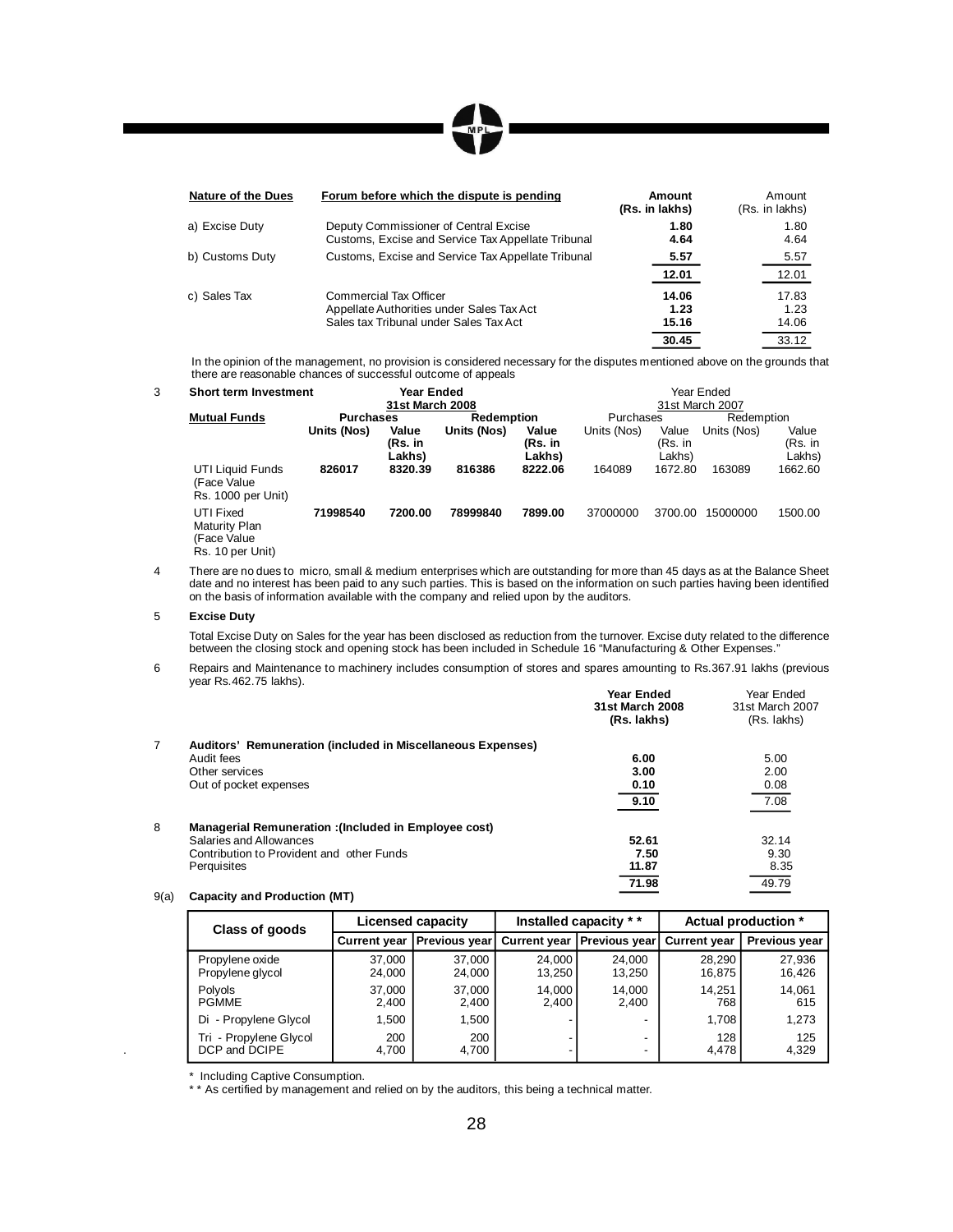| Nature of the Dues | Forum before which the dispute is pending | Amount (Rs. in lakhs) | Amount (Rs. in lakhs) |
|---|---|---|---|
| a) Excise Duty | Deputy Commissioner of Central Excise | **1.80** | 1.80 |
| | Customs, Excise and Service Tax Appellate Tribunal | **4.64** | 4.64 |
| b) Customs Duty | Customs, Excise and Service Tax Appellate Tribunal | **5.57** | 5.57 |
| | | **12.01** | 12.01 |
| c) Sales Tax | Commercial Tax Officer | **14.06** | 17.83 |
| | Appellate Authorities under Sales Tax Act | **1.23** | 1.23 |
| | Sales tax Tribunal under Sales Tax Act | **15.16** | 14.06 |
| | | **30.45** | 33.12 |

In the opinion of the management, no provision is considered necessary for the disputes mentioned above on the grounds that there are reasonable chances of successful outcome of appeals

3 **Short term Investment**

| **Mutual Funds** | **Year Ended 31st March 2008** | | | | Year Ended 31st March 2007 | | | |
|---|---|---|---|---|---|---|---|---|
| | **Purchases** | | **Redemption** | | Purchases | | Redemption | |
| | **Units (Nos)** | **Value (Rs. in Lakhs)** | **Units (Nos)** | **Value (Rs. in Lakhs)** | Units (Nos) | Value (Rs. in Lakhs) | Units (Nos) | Value (Rs. in Lakhs) |
| UTI Liquid Funds (Face Value Rs. 1000 per Unit) | **826017** | **8320.39** | **816386** | **8222.06** | 164089 | 1672.80 | 163089 | 1662.60 |
| UTI Fixed Maturity Plan (Face Value Rs. 10 per Unit) | **71998540** | **7200.00** | **78999840** | **7899.00** | 37000000 | 3700.00 | 15000000 | 1500.00 |

4 There are no dues to micro, small & medium enterprises which are outstanding for more than 45 days as at the Balance Sheet date and no interest has been paid to any such parties. This is based on the information on such parties having been identified on the basis of information available with the company and relied upon by the auditors.

5 **Excise Duty**

Total Excise Duty on Sales for the year has been disclosed as reduction from the turnover. Excise duty related to the difference between the closing stock and opening stock has been included in Schedule 16 "Manufacturing & Other Expenses."

6 Repairs and Maintenance to machinery includes consumption of stores and spares amounting to Rs.367.91 lakhs (previous year Rs.462.75 lakhs).

| | **Year Ended 31st March 2008 (Rs. lakhs)** | Year Ended 31st March 2007 (Rs. lakhs) |
|---|---|---|
| **7 Auditors' Remuneration (included in Miscellaneous Expenses)** | | |
| Audit fees | **6.00** | 5.00 |
| Other services | **3.00** | 2.00 |
| Out of pocket expenses | **0.10** | 0.08 |
| | **9.10** | 7.08 |
| **8 Managerial Remuneration :(Included in Employee cost)** | | |
| Salaries and Allowances | **52.61** | 32.14 |
| Contribution to Provident and other Funds | **7.50** | 9.30 |
| Perquisites | **11.87** | 8.35 |
| | **71.98** | 49.79 |

9(a) **Capacity and Production (MT)**

| Class of goods | Licensed capacity | | Installed capacity ** | | Actual production * | |
|---|---|---|---|---|---|---|
| | Current year | Previous year | Current year | Previous year | Current year | Previous year |
| Propylene oxide | 37,000 | 37,000 | 24,000 | 24,000 | 28,290 | 27,936 |
| Propylene glycol | 24,000 | 24,000 | 13,250 | 13,250 | 16,875 | 16,426 |
| Polyols | 37,000 | 37,000 | 14,000 | 14,000 | 14,251 | 14,061 |
| PGMME | 2,400 | 2,400 | 2,400 | 2,400 | 768 | 615 |
| Di - Propylene Glycol | 1,500 | 1,500 | - | - | 1,708 | 1,273 |
| Tri - Propylene Glycol | 200 | 200 | - | - | 128 | 125 |
| DCP and DCIPE | 4,700 | 4,700 | - | - | 4,478 | 4,329 |

\* Including Captive Consumption.

\*\* As certified by management and relied on by the auditors, this being a technical matter.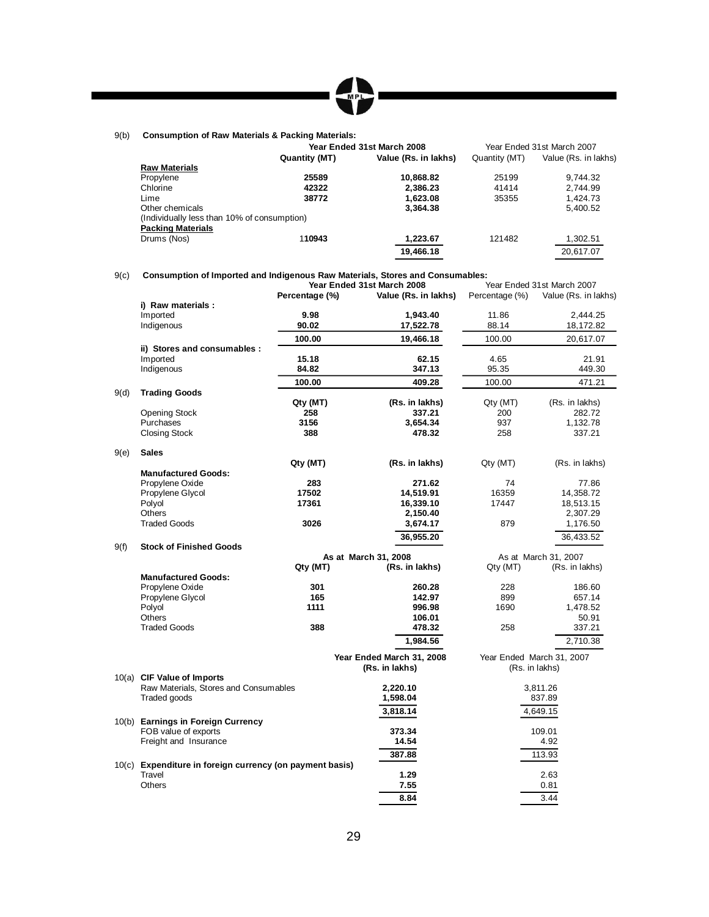### 9(b) Consumption of Raw Materials & Packing Materials:

| | Year Ended 31st March 2008 | | Year Ended 31st March 2007 | |
|---|---|---|---|---|
| | **Quantity (MT)** | **Value (Rs. in lakhs)** | Quantity (MT) | Value (Rs. in lakhs) |
| **Raw Materials** | | | | |
| Propylene | **25589** | **10,868.82** | 25199 | 9,744.32 |
| Chlorine | **42322** | **2,386.23** | 41414 | 2,744.99 |
| Lime | **38772** | **1,623.08** | 35355 | 1,424.73 |
| Other chemicals (Individually less than 10% of consumption) | | **3,364.38** | | 5,400.52 |
| **Packing Materials** | | | | |
| Drums (Nos) | **110943** | **1,223.67** | 121482 | 1,302.51 |
| | | **19,466.18** | | 20,617.07 |

### 9(c) Consumption of Imported and Indigenous Raw Materials, Stores and Consumables:

| | Year Ended 31st March 2008 | | Year Ended 31st March 2007 | |
|---|---|---|---|---|
| | **Percentage (%)** | **Value (Rs. in lakhs)** | Percentage (%) | Value (Rs. in lakhs) |
| **i) Raw materials :** | | | | |
| Imported | **9.98** | **1,943.40** | 11.86 | 2,444.25 |
| Indigenous | **90.02** | **17,522.78** | 88.14 | 18,172.82 |
| | **100.00** | **19,466.18** | 100.00 | 20,617.07 |
| **ii) Stores and consumables :** | | | | |
| Imported | **15.18** | **62.15** | 4.65 | 21.91 |
| Indigenous | **84.82** | **347.13** | 95.35 | 449.30 |
| | **100.00** | **409.28** | 100.00 | 471.21 |

### 9(d) Trading Goods

| | **Qty (MT)** | **(Rs. in lakhs)** | Qty (MT) | (Rs. in lakhs) |
|---|---|---|---|---|
| Opening Stock | **258** | **337.21** | 200 | 282.72 |
| Purchases | **3156** | **3,654.34** | 937 | 1,132.78 |
| Closing Stock | **388** | **478.32** | 258 | 337.21 |

### 9(e) Sales

| | **Qty (MT)** | **(Rs. in lakhs)** | Qty (MT) | (Rs. in lakhs) |
|---|---|---|---|---|
| **Manufactured Goods:** | | | | |
| Propylene Oxide | **283** | **271.62** | 74 | 77.86 |
| Propylene Glycol | **17502** | **14,519.91** | 16359 | 14,358.72 |
| Polyol | **17361** | **16,339.10** | 17447 | 18,513.15 |
| Others | | **2,150.40** | | 2,307.29 |
| Traded Goods | **3026** | **3,674.17** | 879 | 1,176.50 |
| | | **36,955.20** | | 36,433.52 |

### 9(f) Stock of Finished Goods

| | As at March 31, 2008 | | As at March 31, 2007 | |
|---|---|---|---|---|
| | **Qty (MT)** | **(Rs. in lakhs)** | Qty (MT) | (Rs. in lakhs) |
| **Manufactured Goods:** | | | | |
| Propylene Oxide | **301** | **260.28** | 228 | 186.60 |
| Propylene Glycol | **165** | **142.97** | 899 | 657.14 |
| Polyol | **1111** | **996.98** | 1690 | 1,478.52 |
| Others | | **106.01** | | 50.91 |
| Traded Goods | **388** | **478.32** | 258 | 337.21 |
| | | **1,984.56** | | 2,710.38 |

| | **Year Ended March 31, 2008 (Rs. in lakhs)** | Year Ended March 31, 2007 (Rs. in lakhs) |
|---|---|---|
| **10(a) CIF Value of Imports** | | |
| Raw Materials, Stores and Consumables | **2,220.10** | 3,811.26 |
| Traded goods | **1,598.04** | 837.89 |
| | **3,818.14** | 4,649.15 |
| **10(b) Earnings in Foreign Currency** | | |
| FOB value of exports | **373.34** | 109.01 |
| Freight and Insurance | **14.54** | 4.92 |
| | **387.88** | 113.93 |
| **10(c) Expenditure in foreign currency (on payment basis)** | | |
| Travel | **1.29** | 2.63 |
| Others | **7.55** | 0.81 |
| | **8.84** | 3.44 |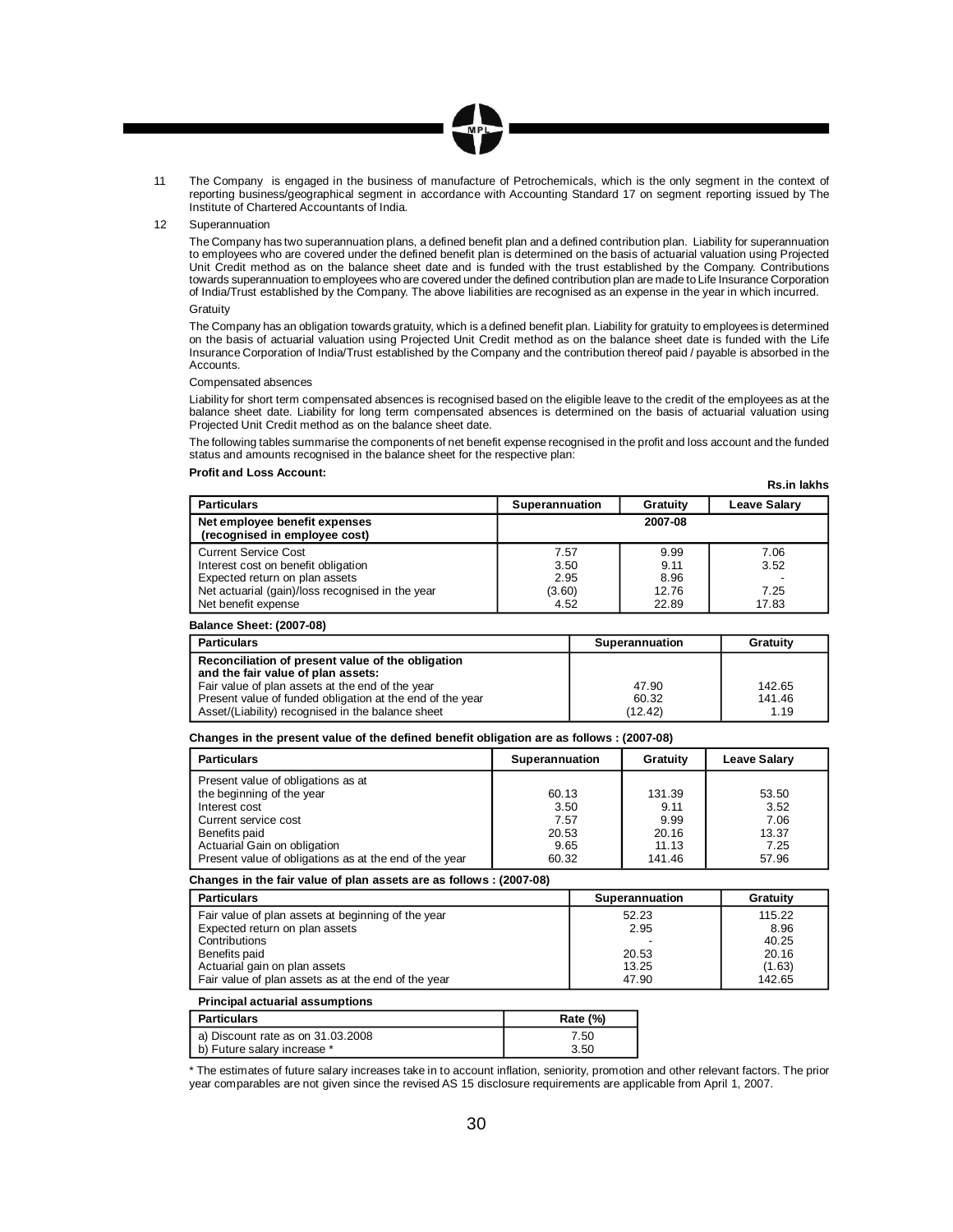11 The Company is engaged in the business of manufacture of Petrochemicals, which is the only segment in the context of reporting business/geographical segment in accordance with Accounting Standard 17 on segment reporting issued by The Institute of Chartered Accountants of India.

12 Superannuation

The Company has two superannuation plans, a defined benefit plan and a defined contribution plan. Liability for superannuation to employees who are covered under the defined benefit plan is determined on the basis of actuarial valuation using Projected Unit Credit method as on the balance sheet date and is funded with the trust established by the Company. Contributions towards superannuation to employees who are covered under the defined contribution plan are made to Life Insurance Corporation of India/Trust established by the Company. The above liabilities are recognised as an expense in the year in which incurred.

Gratuity

The Company has an obligation towards gratuity, which is a defined benefit plan. Liability for gratuity to employees is determined on the basis of actuarial valuation using Projected Unit Credit method as on the balance sheet date is funded with the Life Insurance Corporation of India/Trust established by the Company and the contribution thereof paid / payable is absorbed in the Accounts.

Compensated absences

Liability for short term compensated absences is recognised based on the eligible leave to the credit of the employees as at the balance sheet date. Liability for long term compensated absences is determined on the basis of actuarial valuation using Projected Unit Credit method as on the balance sheet date.

The following tables summarise the components of net benefit expense recognised in the profit and loss account and the funded status and amounts recognised in the balance sheet for the respective plan:

**Profit and Loss Account:**

**Rs.in lakhs**

| Particulars | Superannuation | Gratuity | Leave Salary |
|---|---|---|---|
| **Net employee benefit expenses (recognised in employee cost)** | **2007-08** | | |
| Current Service Cost | 7.57 | 9.99 | 7.06 |
| Interest cost on benefit obligation | 3.50 | 9.11 | 3.52 |
| Expected return on plan assets | 2.95 | 8.96 | - |
| Net actuarial (gain)/loss recognised in the year | (3.60) | 12.76 | 7.25 |
| Net benefit expense | 4.52 | 22.89 | 17.83 |

**Balance Sheet: (2007-08)**

| Particulars | Superannuation | Gratuity |
|---|---|---|
| **Reconciliation of present value of the obligation and the fair value of plan assets:** | | |
| Fair value of plan assets at the end of the year | 47.90 | 142.65 |
| Present value of funded obligation at the end of the year | 60.32 | 141.46 |
| Asset/(Liability) recognised in the balance sheet | (12.42) | 1.19 |

**Changes in the present value of the defined benefit obligation are as follows : (2007-08)**

| Particulars | Superannuation | Gratuity | Leave Salary |
|---|---|---|---|
| Present value of obligations as at the beginning of the year | 60.13 | 131.39 | 53.50 |
| Interest cost | 3.50 | 9.11 | 3.52 |
| Current service cost | 7.57 | 9.99 | 7.06 |
| Benefits paid | 20.53 | 20.16 | 13.37 |
| Actuarial Gain on obligation | 9.65 | 11.13 | 7.25 |
| Present value of obligations as at the end of the year | 60.32 | 141.46 | 57.96 |

**Changes in the fair value of plan assets are as follows : (2007-08)**

| Particulars | Superannuation | Gratuity |
|---|---|---|
| Fair value of plan assets at beginning of the year | 52.23 | 115.22 |
| Expected return on plan assets | 2.95 | 8.96 |
| Contributions | - | 40.25 |
| Benefits paid | 20.53 | 20.16 |
| Actuarial gain on plan assets | 13.25 | (1.63) |
| Fair value of plan assets as at the end of the year | 47.90 | 142.65 |

**Principal actuarial assumptions**

| Particulars | Rate (%) |
|---|---|
| a) Discount rate as on 31.03.2008 | 7.50 |
| b) Future salary increase * | 3.50 |

* The estimates of future salary increases take in to account inflation, seniority, promotion and other relevant factors. The prior year comparables are not given since the revised AS 15 disclosure requirements are applicable from April 1, 2007.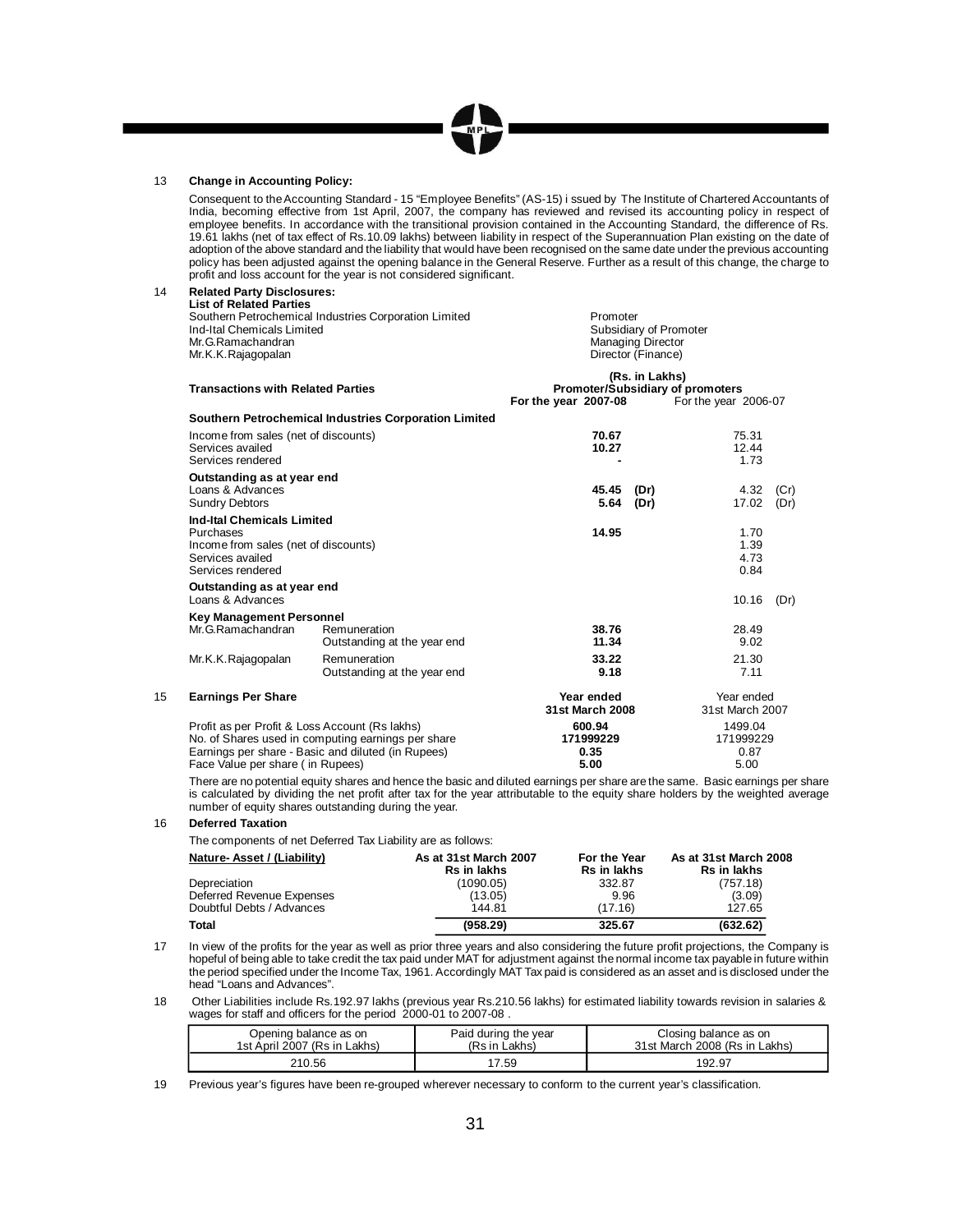13 **Change in Accounting Policy:**

Consequent to the Accounting Standard - 15 "Employee Benefits" (AS-15) i ssued by The Institute of Chartered Accountants of India, becoming effective from 1st April, 2007, the company has reviewed and revised its accounting policy in respect of employee benefits. In accordance with the transitional provision contained in the Accounting Standard, the difference of Rs. 19.61 lakhs (net of tax effect of Rs.10.09 lakhs) between liability in respect of the Superannuation Plan existing on the date of adoption of the above standard and the liability that would have been recognised on the same date under the previous accounting policy has been adjusted against the opening balance in the General Reserve. Further as a result of this change, the charge to profit and loss account for the year is not considered significant.

14 **Related Party Disclosures:**

**List of Related Parties**

| | |
|---|---|
| Southern Petrochemical Industries Corporation Limited | Promoter |
| Ind-Ital Chemicals Limited | Subsidiary of Promoter |
| Mr.G.Ramachandran | Managing Director |
| Mr.K.K.Rajagopalan | Director (Finance) |

| **Transactions with Related Parties** | | **(Rs. in Lakhs) Promoter/Subsidiary of promoters** | |
|---|---|---|---|
| | | **For the year 2007-08** | For the year 2006-07 |
| **Southern Petrochemical Industries Corporation Limited** | | | |
| Income from sales (net of discounts) | | **70.67** | 75.31 |
| Services availed | | **10.27** | 12.44 |
| Services rendered | | **-** | 1.73 |
| **Outstanding as at year end** | | | |
| Loans & Advances | | **45.45 (Dr)** | 4.32 (Cr) |
| Sundry Debtors | | **5.64 (Dr)** | 17.02 (Dr) |
| **Ind-Ital Chemicals Limited** | | | |
| Purchases | | **14.95** | 1.70 |
| Income from sales (net of discounts) | | | 1.39 |
| Services availed | | | 4.73 |
| Services rendered | | | 0.84 |
| **Outstanding as at year end** | | | |
| Loans & Advances | | | 10.16 (Dr) |
| **Key Management Personnel** | | | |
| Mr.G.Ramachandran | Remuneration | **38.76** | 28.49 |
| | Outstanding at the year end | **11.34** | 9.02 |
| Mr.K.K.Rajagopalan | Remuneration | **33.22** | 21.30 |
| | Outstanding at the year end | **9.18** | 7.11 |

15 **Earnings Per Share**

| | **Year ended 31st March 2008** | Year ended 31st March 2007 |
|---|---|---|
| Profit as per Profit & Loss Account (Rs lakhs) | **600.94** | 1499.04 |
| No. of Shares used in computing earnings per share | **171999229** | 171999229 |
| Earnings per share - Basic and diluted (in Rupees) | **0.35** | 0.87 |
| Face Value per share ( in Rupees) | **5.00** | 5.00 |

There are no potential equity shares and hence the basic and diluted earnings per share are the same. Basic earnings per share is calculated by dividing the net profit after tax for the year attributable to the equity share holders by the weighted average number of equity shares outstanding during the year.

16 **Deferred Taxation**

The components of net Deferred Tax Liability are as follows:

| **Nature- Asset / (Liability)** | **As at 31st March 2007 Rs in lakhs** | **For the Year Rs in lakhs** | **As at 31st March 2008 Rs in lakhs** |
|---|---|---|---|
| Depreciation | (1090.05) | 332.87 | (757.18) |
| Deferred Revenue Expenses | (13.05) | 9.96 | (3.09) |
| Doubtful Debts / Advances | 144.81 | (17.16) | 127.65 |
| **Total** | **(958.29)** | **325.67** | **(632.62)** |

17 In view of the profits for the year as well as prior three years and also considering the future profit projections, the Company is hopeful of being able to take credit the tax paid under MAT for adjustment against the normal income tax payable in future within the period specified under the Income Tax, 1961. Accordingly MAT Tax paid is considered as an asset and is disclosed under the head "Loans and Advances".

18 Other Liabilities include Rs.192.97 lakhs (previous year Rs.210.56 lakhs) for estimated liability towards revision in salaries & wages for staff and officers for the period 2000-01 to 2007-08 .

| Opening balance as on 1st April 2007 (Rs in Lakhs) | Paid during the year (Rs in Lakhs) | Closing balance as on 31st March 2008 (Rs in Lakhs) |
|---|---|---|
| 210.56 | 17.59 | 192.97 |

19 Previous year's figures have been re-grouped wherever necessary to conform to the current year's classification.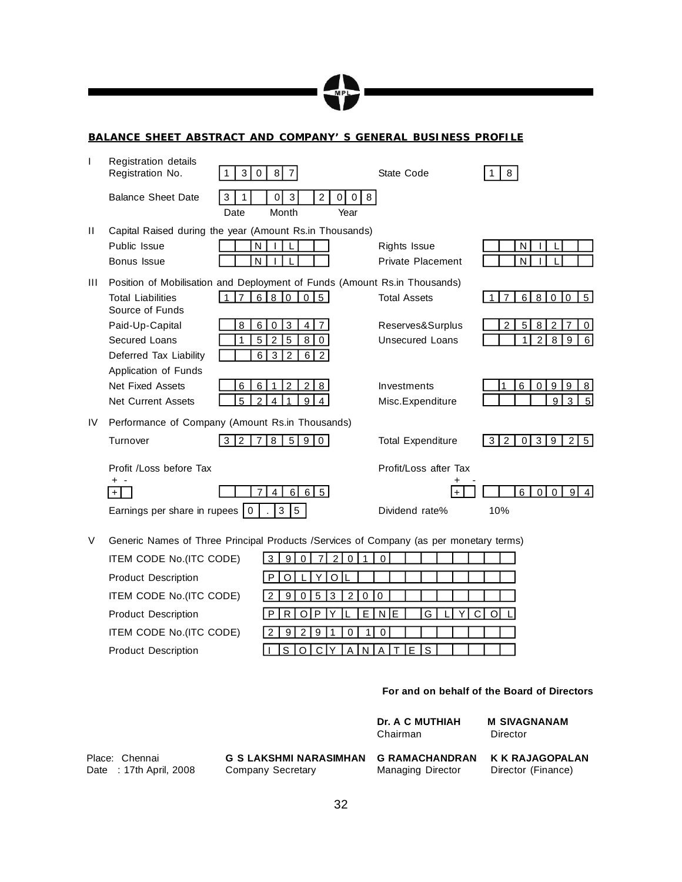## BALANCE SHEET ABSTRACT AND COMPANY'S GENERAL BUSINESS PROFILE

**I Registration details**

| | | | |
|---|---|---|---|
| Registration No. | 13087 | State Code | 18 |
| Balance Sheet Date | 31 03 2008 (Date Month Year) | | |

**II Capital Raised during the year (Amount Rs.in Thousands)**

| | | | |
|---|---|---|---|
| Public Issue | NIL | Rights Issue | NIL |
| Bonus Issue | NIL | Private Placement | NIL |

**III Position of Mobilisation and Deployment of Funds (Amount Rs.in Thousands)**

| | | | |
|---|---|---|---|
| Total Liabilities | 1768005 | Total Assets | 1768005 |
| **Source of Funds** | | | |
| Paid-Up-Capital | 860347 | Reserves&Surplus | 258270 |
| Secured Loans | 152580 | Unsecured Loans | 12896 |
| Deferred Tax Liability | 63262 | | |
| **Application of Funds** | | | |
| Net Fixed Assets | 661228 | Investments | 160998 |
| Net Current Assets | 524194 | Misc.Expenditure | 935 |

**IV Performance of Company (Amount Rs.in Thousands)**

| | | | |
|---|---|---|---|
| Turnover | 3278590 | Total Expenditure | 3203925 |
| Profit /Loss before Tax (+ -) | + 74665 | Profit/Loss after Tax (+ -) | + 60094 |
| Earnings per share in rupees | 0.35 | Dividend rate% | 10% |

**V Generic Names of Three Principal Products /Services of Company (as per monetary terms)**

| | |
|---|---|
| ITEM CODE No.(ITC CODE) | 39072010 |
| Product Description | POLYOL |
| ITEM CODE No.(ITC CODE) | 29053200 |
| Product Description | PROPYLENE GLYCOL |
| ITEM CODE No.(ITC CODE) | 29291010 |
| Product Description | ISOCYANATES |

**For and on behalf of the Board of Directors**

| | | | |
|---|---|---|---|
| | | **Dr. A C MUTHIAH**<br>Chairman | **M SIVAGNANAM**<br>Director |
| Place: Chennai<br>Date : 17th April, 2008 | **G S LAKSHMI NARASIMHAN**<br>Company Secretary | **G RAMACHANDRAN**<br>Managing Director | **K K RAJAGOPALAN**<br>Director (Finance) |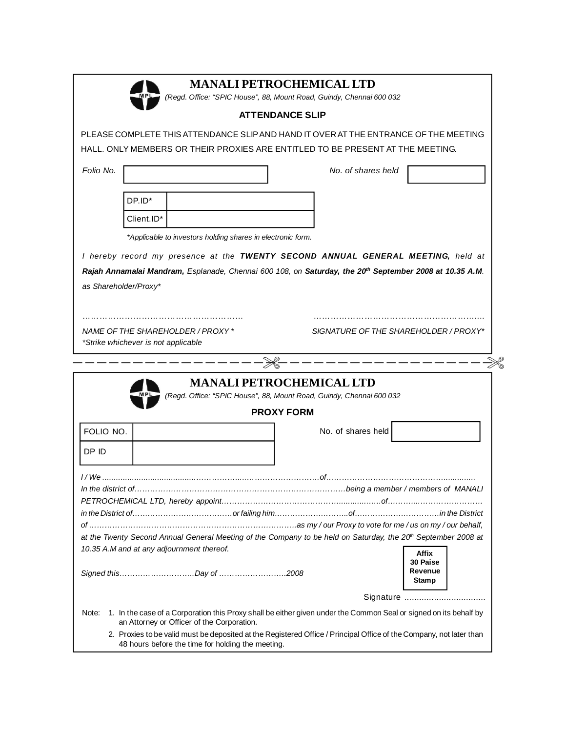# MANALI PETROCHEMICAL LTD

*(Regd. Office: "SPIC House", 88, Mount Road, Guindy, Chennai 600 032*

## ATTENDANCE SLIP

PLEASE COMPLETE THIS ATTENDANCE SLIP AND HAND IT OVER AT THE ENTRANCE OF THE MEETING HALL. ONLY MEMBERS OR THEIR PROXIES ARE ENTITLED TO BE PRESENT AT THE MEETING.

| *Folio No.* | | *No. of shares held* | |
|---|---|---|---|

| DP.ID* | |
|---|---|
| Client.ID* | |

*\*Applicable to investors holding shares in electronic form.*

*I hereby record my presence at the* ***TWENTY SECOND ANNUAL GENERAL MEETING,*** *held at* ***Rajah Annamalai Mandram,*** *Esplanade, Chennai 600 108, on* ***Saturday, the 20th September 2008 at 10.35 A.M****. as Shareholder/Proxy\**

………………………………………………… ……………………………………………………..

*NAME OF THE SHAREHOLDER / PROXY \** *SIGNATURE OF THE SHAREHOLDER / PROXY\**

*\*Strike whichever is not applicable*

---

# MANALI PETROCHEMICAL LTD

*(Regd. Office: "SPIC House", 88, Mount Road, Guindy, Chennai 600 032*

## PROXY FORM

| FOLIO NO. | | No. of shares held | |
|---|---|---|---|
| DP ID | | | |

*I / We ..........................................………………...……………………….of……………………………………….............. In the district of……………………………………………………………………….being a member / members of MANALI PETROCHEMICAL LTD, hereby appoint……………………………………..................…of…………..………………… in the District of……..……………………………or failing him…………………..……..of…………………………..in the District of …………………………………………………………………….as my / our Proxy to vote for me / us on my / our behalf, at the Twenty Second Annual General Meeting of the Company to be held on Saturday, the 20th September 2008 at 10.35 A.M and at any adjournment thereof.*

*Signed this……………………….Day of ……………………..2008*

**Affix 30 Paise Revenue Stamp**

Signature ................................

Note: 1. In the case of a Corporation this Proxy shall be either given under the Common Seal or signed on its behalf by an Attorney or Officer of the Corporation.

2. Proxies to be valid must be deposited at the Registered Office / Principal Office of the Company, not later than 48 hours before the time for holding the meeting.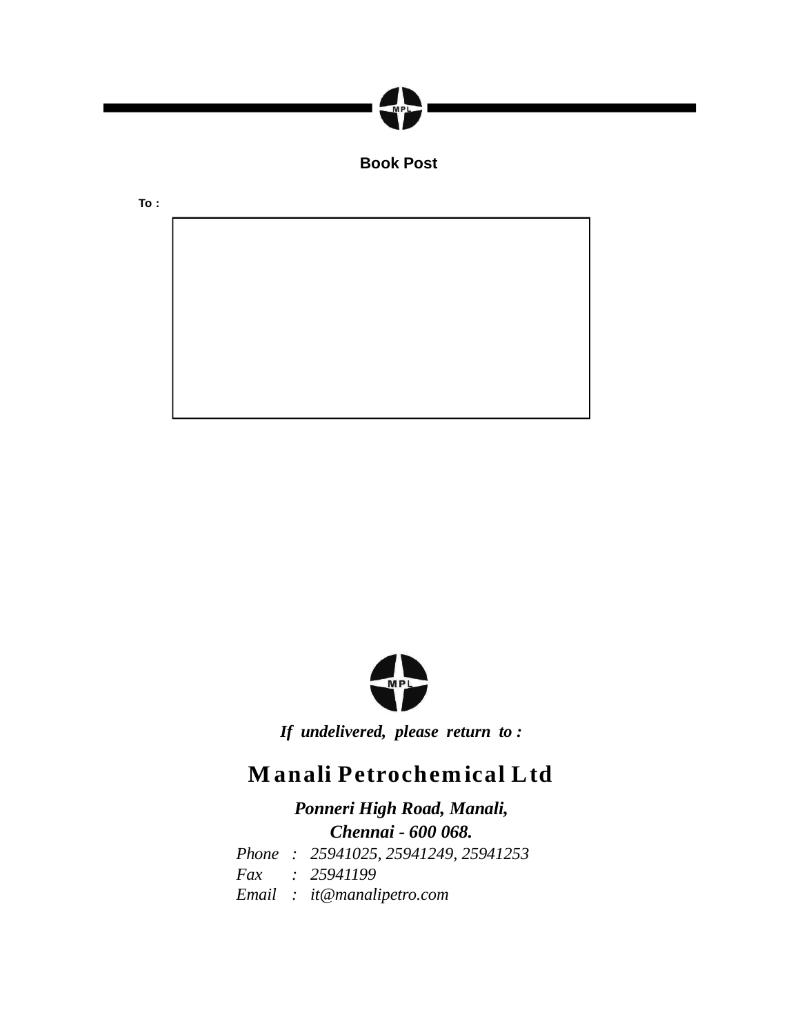**Book Post**

**To :**

*If undelivered, please return to :*

# Manali Petrochemical Ltd

***Ponneri High Road, Manali,***

***Chennai - 600 068.***

*Phone : 25941025, 25941249, 25941253*

*Fax : 25941199*

*Email : it@manalipetro.com*